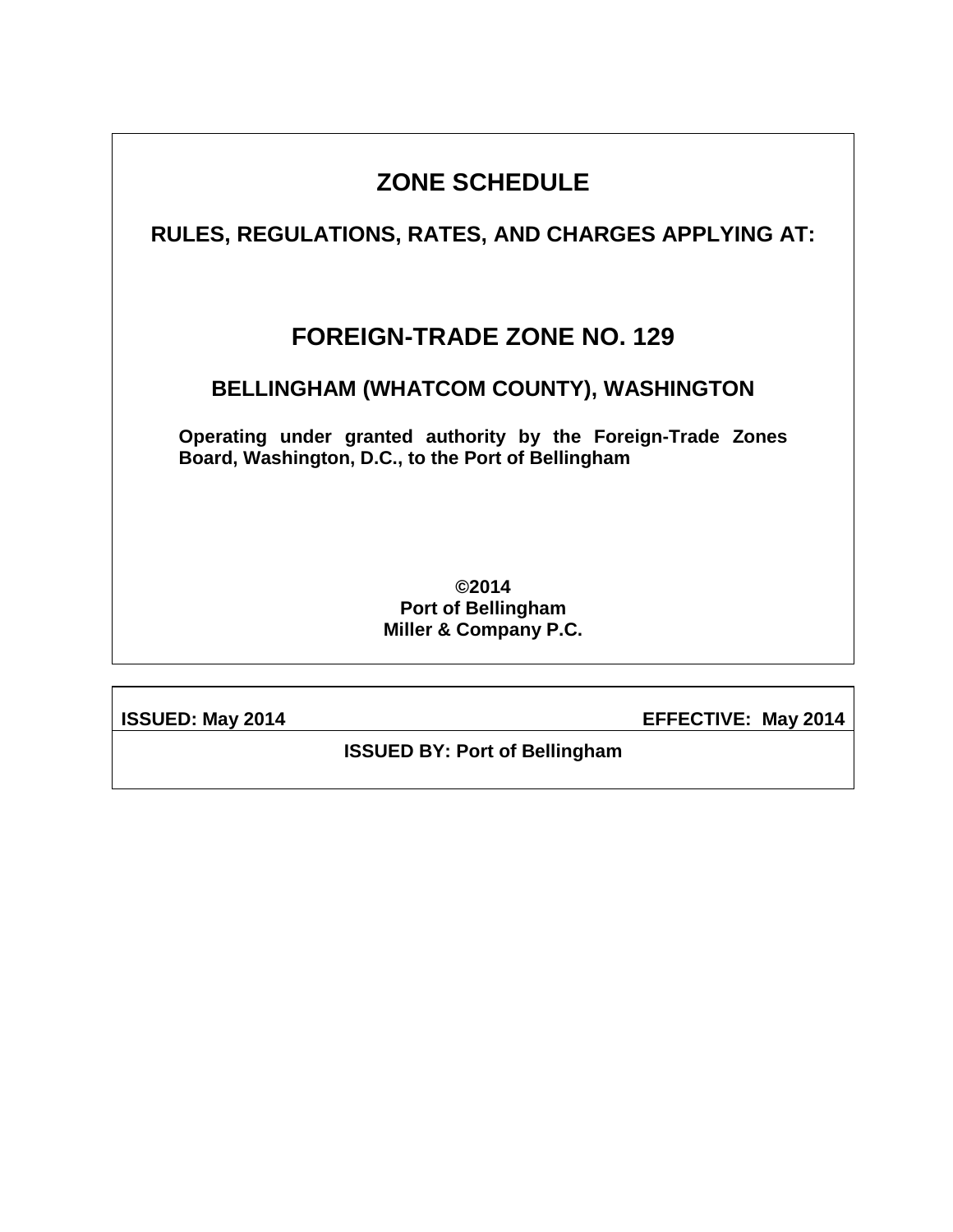# ZONE SCHEDULE

## RULES, REGULATIONS, RATES, AND CHARGES APPLYING AT:

# FOREIGN-TRADE ZONE NO. 129

## BELLINGHAM (WHATCOM COUNTY), WASHINGTON

**Operating under granted authority by the Foreign-Trade Zones Board, Washington, D.C., to the Port of Bellingham**

**©2014**
**Port of Bellingham**
**Miller & Company P.C.**

**ISSUED: May 2014** **EFFECTIVE: May 2014**

**ISSUED BY: Port of Bellingham**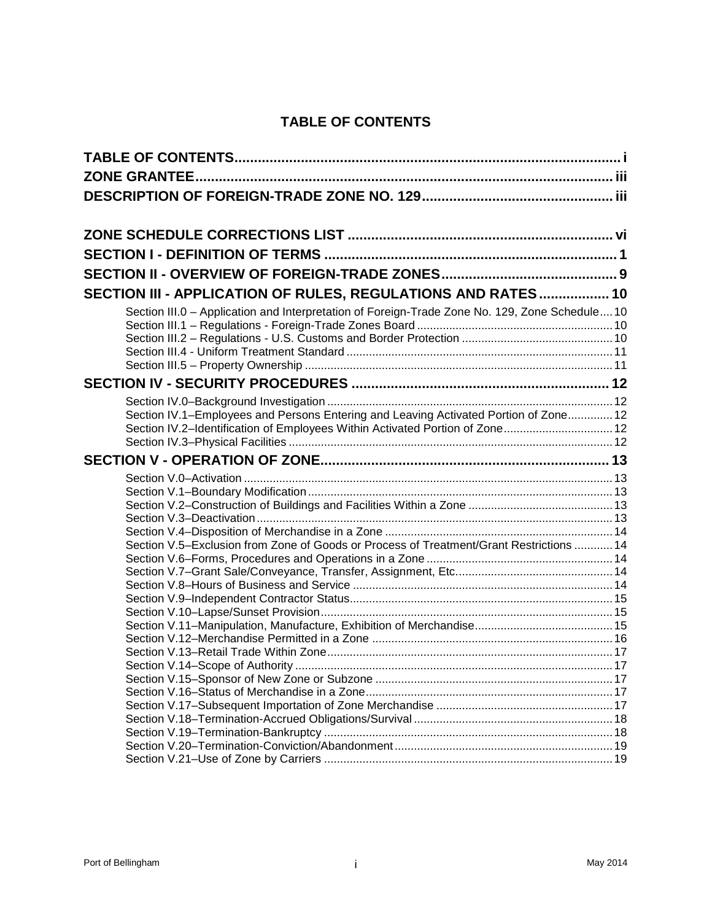# TABLE OF CONTENTS

**TABLE OF CONTENTS** ........ i
**ZONE GRANTEE** ........ iii
**DESCRIPTION OF FOREIGN-TRADE ZONE NO. 129** ........ iii

**ZONE SCHEDULE CORRECTIONS LIST** ........ vi
**SECTION I - DEFINITION OF TERMS** ........ 1
**SECTION II - OVERVIEW OF FOREIGN-TRADE ZONES** ........ 9
**SECTION III - APPLICATION OF RULES, REGULATIONS AND RATES** ........ 10

- Section III.0 – Application and Interpretation of Foreign-Trade Zone No. 129, Zone Schedule ........ 10
- Section III.1 – Regulations - Foreign-Trade Zones Board ........ 10
- Section III.2 – Regulations - U.S. Customs and Border Protection ........ 10
- Section III.4 - Uniform Treatment Standard ........ 11
- Section III.5 – Property Ownership ........ 11

**SECTION IV - SECURITY PROCEDURES** ........ 12

- Section IV.0–Background Investigation ........ 12
- Section IV.1–Employees and Persons Entering and Leaving Activated Portion of Zone ........ 12
- Section IV.2–Identification of Employees Within Activated Portion of Zone ........ 12
- Section IV.3–Physical Facilities ........ 12

**SECTION V - OPERATION OF ZONE** ........ 13

- Section V.0–Activation ........ 13
- Section V.1–Boundary Modification ........ 13
- Section V.2–Construction of Buildings and Facilities Within a Zone ........ 13
- Section V.3–Deactivation ........ 13
- Section V.4–Disposition of Merchandise in a Zone ........ 14
- Section V.5–Exclusion from Zone of Goods or Process of Treatment/Grant Restrictions ........ 14
- Section V.6–Forms, Procedures and Operations in a Zone ........ 14
- Section V.7–Grant Sale/Conveyance, Transfer, Assignment, Etc. ........ 14
- Section V.8–Hours of Business and Service ........ 14
- Section V.9–Independent Contractor Status ........ 15
- Section V.10–Lapse/Sunset Provision ........ 15
- Section V.11–Manipulation, Manufacture, Exhibition of Merchandise ........ 15
- Section V.12–Merchandise Permitted in a Zone ........ 16
- Section V.13–Retail Trade Within Zone ........ 17
- Section V.14–Scope of Authority ........ 17
- Section V.15–Sponsor of New Zone or Subzone ........ 17
- Section V.16–Status of Merchandise in a Zone ........ 17
- Section V.17–Subsequent Importation of Zone Merchandise ........ 17
- Section V.18–Termination-Accrued Obligations/Survival ........ 18
- Section V.19–Termination-Bankruptcy ........ 18
- Section V.20–Termination-Conviction/Abandonment ........ 19
- Section V.21–Use of Zone by Carriers ........ 19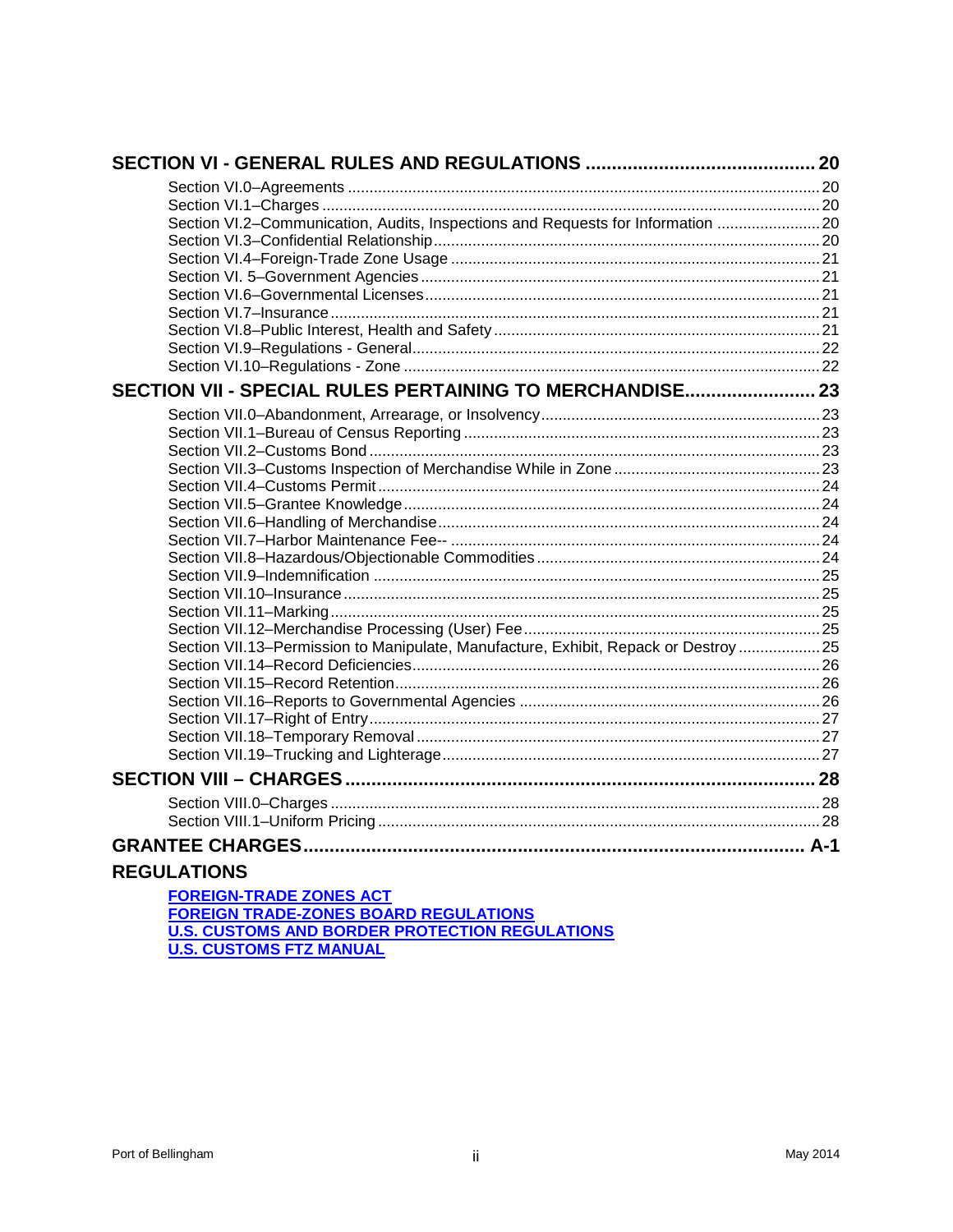**SECTION VI - GENERAL RULES AND REGULATIONS ..... 20**

Section VI.0–Agreements ..... 20
Section VI.1–Charges ..... 20
Section VI.2–Communication, Audits, Inspections and Requests for Information ..... 20
Section VI.3–Confidential Relationship ..... 20
Section VI.4–Foreign-Trade Zone Usage ..... 21
Section VI. 5–Government Agencies ..... 21
Section VI.6–Governmental Licenses ..... 21
Section VI.7–Insurance ..... 21
Section VI.8–Public Interest, Health and Safety ..... 21
Section VI.9–Regulations - General ..... 22
Section VI.10–Regulations - Zone ..... 22

**SECTION VII - SPECIAL RULES PERTAINING TO MERCHANDISE ..... 23**

Section VII.0–Abandonment, Arrearage, or Insolvency ..... 23
Section VII.1–Bureau of Census Reporting ..... 23
Section VII.2–Customs Bond ..... 23
Section VII.3–Customs Inspection of Merchandise While in Zone ..... 23
Section VII.4–Customs Permit ..... 24
Section VII.5–Grantee Knowledge ..... 24
Section VII.6–Handling of Merchandise ..... 24
Section VII.7–Harbor Maintenance Fee-- ..... 24
Section VII.8–Hazardous/Objectionable Commodities ..... 24
Section VII.9–Indemnification ..... 25
Section VII.10–Insurance ..... 25
Section VII.11–Marking ..... 25
Section VII.12–Merchandise Processing (User) Fee ..... 25
Section VII.13–Permission to Manipulate, Manufacture, Exhibit, Repack or Destroy ..... 25
Section VII.14–Record Deficiencies ..... 26
Section VII.15–Record Retention ..... 26
Section VII.16–Reports to Governmental Agencies ..... 26
Section VII.17–Right of Entry ..... 27
Section VII.18–Temporary Removal ..... 27
Section VII.19–Trucking and Lighterage ..... 27

**SECTION VIII – CHARGES ..... 28**

Section VIII.0–Charges ..... 28
Section VIII.1–Uniform Pricing ..... 28

**GRANTEE CHARGES ..... A-1**

**REGULATIONS**

**FOREIGN-TRADE ZONES ACT**
**FOREIGN TRADE-ZONES BOARD REGULATIONS**
**U.S. CUSTOMS AND BORDER PROTECTION REGULATIONS**
**U.S. CUSTOMS FTZ MANUAL**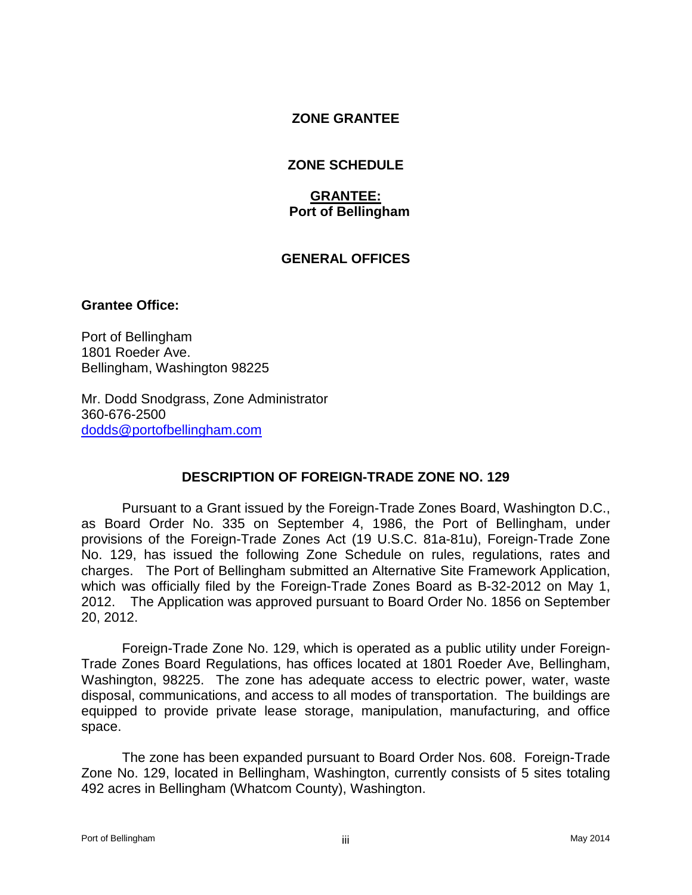# ZONE GRANTEE

## ZONE SCHEDULE

**GRANTEE:**
**Port of Bellingham**

## GENERAL OFFICES

**Grantee Office:**

Port of Bellingham
1801 Roeder Ave.
Bellingham, Washington 98225

Mr. Dodd Snodgrass, Zone Administrator
360-676-2500
dodds@portofbellingham.com

## DESCRIPTION OF FOREIGN-TRADE ZONE NO. 129

Pursuant to a Grant issued by the Foreign-Trade Zones Board, Washington D.C., as Board Order No. 335 on September 4, 1986, the Port of Bellingham, under provisions of the Foreign-Trade Zones Act (19 U.S.C. 81a-81u), Foreign-Trade Zone No. 129, has issued the following Zone Schedule on rules, regulations, rates and charges. The Port of Bellingham submitted an Alternative Site Framework Application, which was officially filed by the Foreign-Trade Zones Board as B-32-2012 on May 1, 2012. The Application was approved pursuant to Board Order No. 1856 on September 20, 2012.

Foreign-Trade Zone No. 129, which is operated as a public utility under Foreign-Trade Zones Board Regulations, has offices located at 1801 Roeder Ave, Bellingham, Washington, 98225. The zone has adequate access to electric power, water, waste disposal, communications, and access to all modes of transportation. The buildings are equipped to provide private lease storage, manipulation, manufacturing, and office space.

The zone has been expanded pursuant to Board Order Nos. 608. Foreign-Trade Zone No. 129, located in Bellingham, Washington, currently consists of 5 sites totaling 492 acres in Bellingham (Whatcom County), Washington.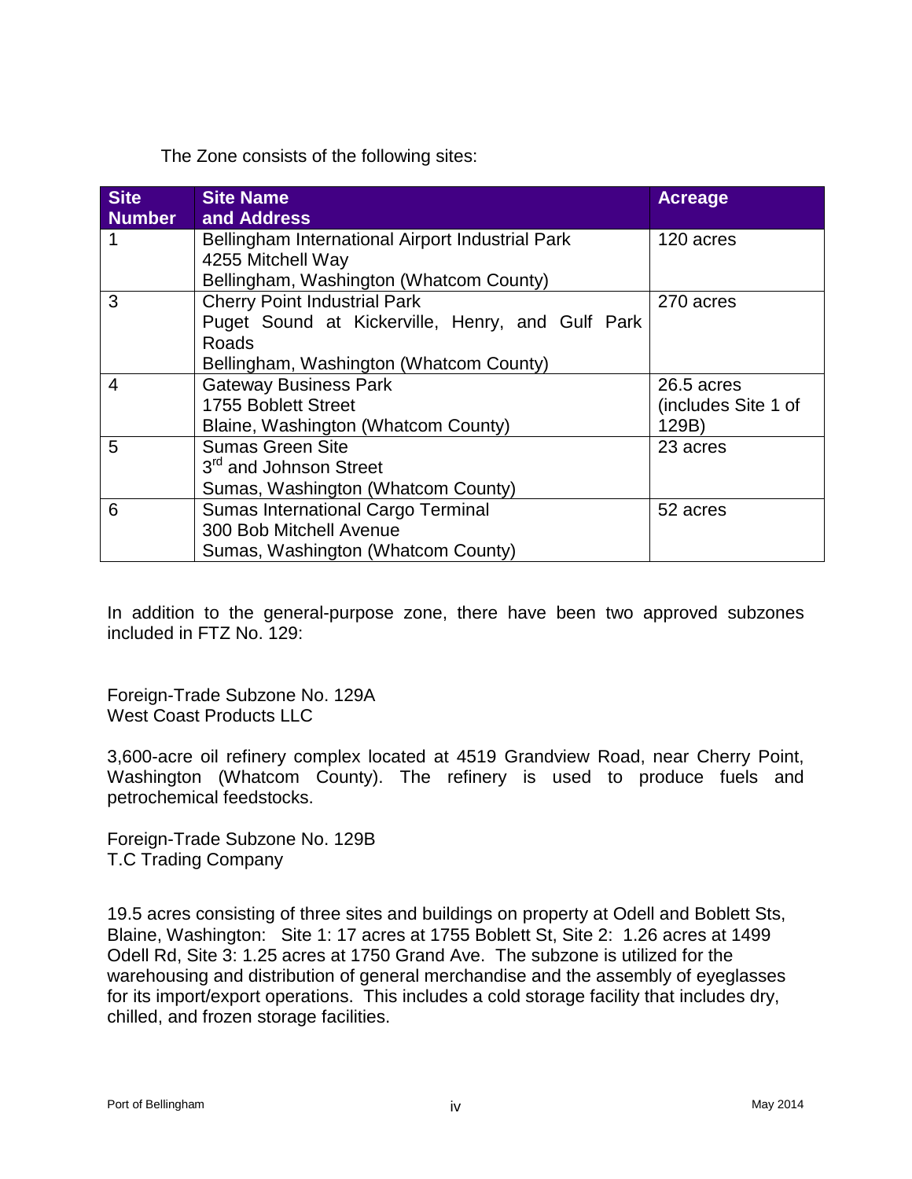The Zone consists of the following sites:

| Site Number | Site Name and Address | Acreage |
|---|---|---|
| 1 | Bellingham International Airport Industrial Park<br>4255 Mitchell Way<br>Bellingham, Washington (Whatcom County) | 120 acres |
| 3 | Cherry Point Industrial Park<br>Puget Sound at Kickerville, Henry, and Gulf Park Roads<br>Bellingham, Washington (Whatcom County) | 270 acres |
| 4 | Gateway Business Park<br>1755 Boblett Street<br>Blaine, Washington (Whatcom County) | 26.5 acres (includes Site 1 of 129B) |
| 5 | Sumas Green Site<br>3rd and Johnson Street<br>Sumas, Washington (Whatcom County) | 23 acres |
| 6 | Sumas International Cargo Terminal<br>300 Bob Mitchell Avenue<br>Sumas, Washington (Whatcom County) | 52 acres |

In addition to the general-purpose zone, there have been two approved subzones included in FTZ No. 129:

Foreign-Trade Subzone No. 129A
West Coast Products LLC

3,600-acre oil refinery complex located at 4519 Grandview Road, near Cherry Point, Washington (Whatcom County). The refinery is used to produce fuels and petrochemical feedstocks.

Foreign-Trade Subzone No. 129B
T.C Trading Company

19.5 acres consisting of three sites and buildings on property at Odell and Boblett Sts, Blaine, Washington: Site 1: 17 acres at 1755 Boblett St, Site 2: 1.26 acres at 1499 Odell Rd, Site 3: 1.25 acres at 1750 Grand Ave. The subzone is utilized for the warehousing and distribution of general merchandise and the assembly of eyeglasses for its import/export operations. This includes a cold storage facility that includes dry, chilled, and frozen storage facilities.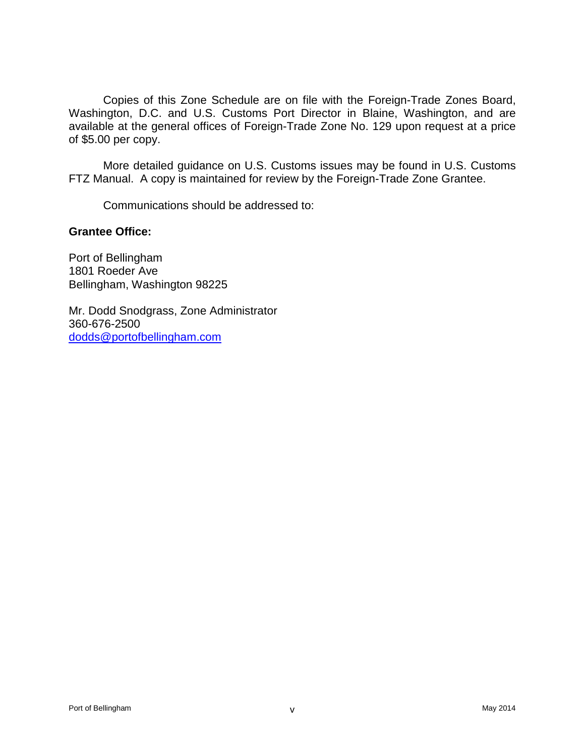Copies of this Zone Schedule are on file with the Foreign-Trade Zones Board, Washington, D.C. and U.S. Customs Port Director in Blaine, Washington, and are available at the general offices of Foreign-Trade Zone No. 129 upon request at a price of $5.00 per copy.

More detailed guidance on U.S. Customs issues may be found in U.S. Customs FTZ Manual. A copy is maintained for review by the Foreign-Trade Zone Grantee.

Communications should be addressed to:

**Grantee Office:**

Port of Bellingham
1801 Roeder Ave
Bellingham, Washington 98225

Mr. Dodd Snodgrass, Zone Administrator
360-676-2500
dodds@portofbellingham.com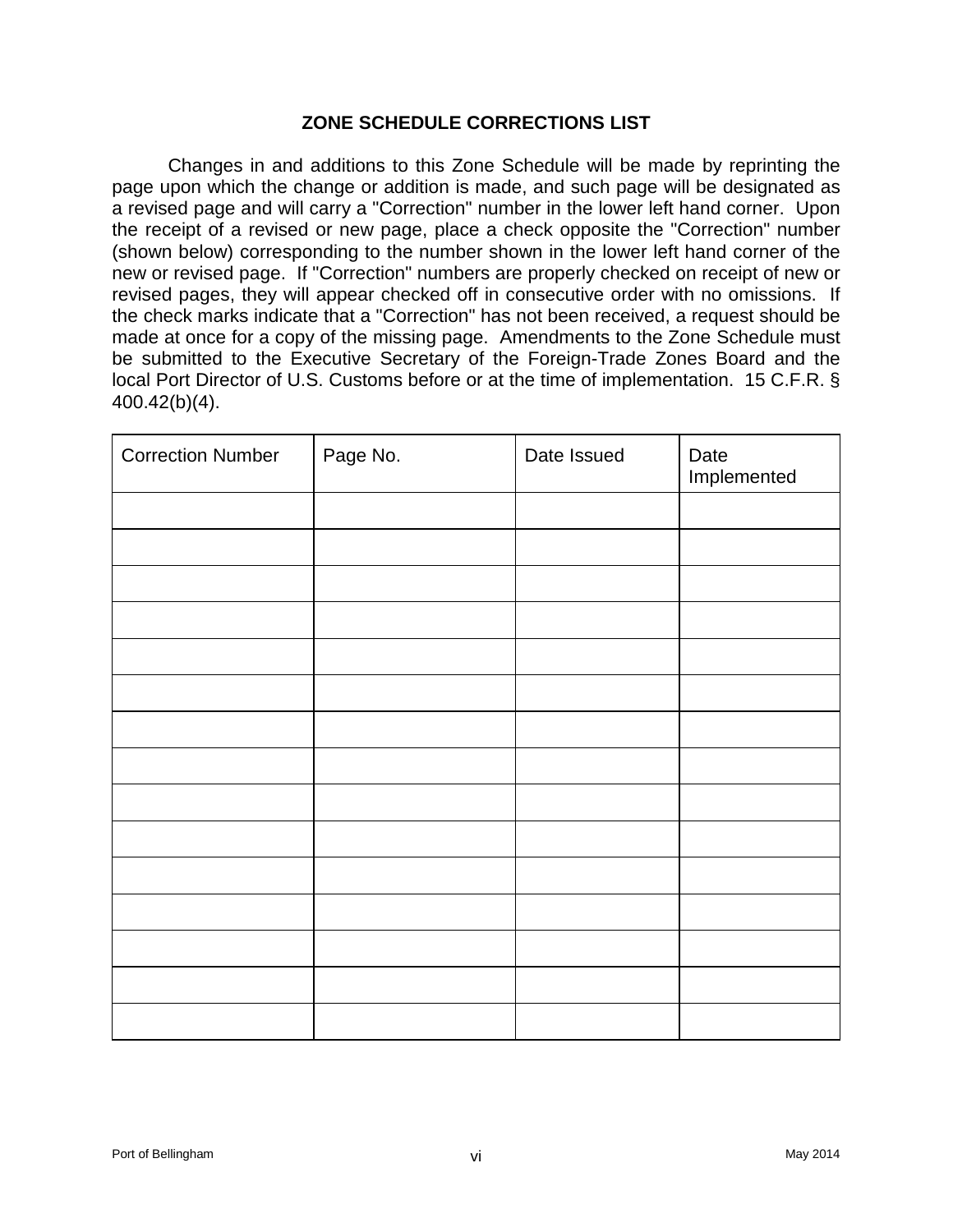## ZONE SCHEDULE CORRECTIONS LIST

Changes in and additions to this Zone Schedule will be made by reprinting the page upon which the change or addition is made, and such page will be designated as a revised page and will carry a "Correction" number in the lower left hand corner. Upon the receipt of a revised or new page, place a check opposite the "Correction" number (shown below) corresponding to the number shown in the lower left hand corner of the new or revised page. If "Correction" numbers are properly checked on receipt of new or revised pages, they will appear checked off in consecutive order with no omissions. If the check marks indicate that a "Correction" has not been received, a request should be made at once for a copy of the missing page. Amendments to the Zone Schedule must be submitted to the Executive Secretary of the Foreign-Trade Zones Board and the local Port Director of U.S. Customs before or at the time of implementation. 15 C.F.R. § 400.42(b)(4).

| Correction Number | Page No. | Date Issued | Date Implemented |
|---|---|---|---|
| | | | |
| | | | |
| | | | |
| | | | |
| | | | |
| | | | |
| | | | |
| | | | |
| | | | |
| | | | |
| | | | |
| | | | |
| | | | |
| | | | |
| | | | |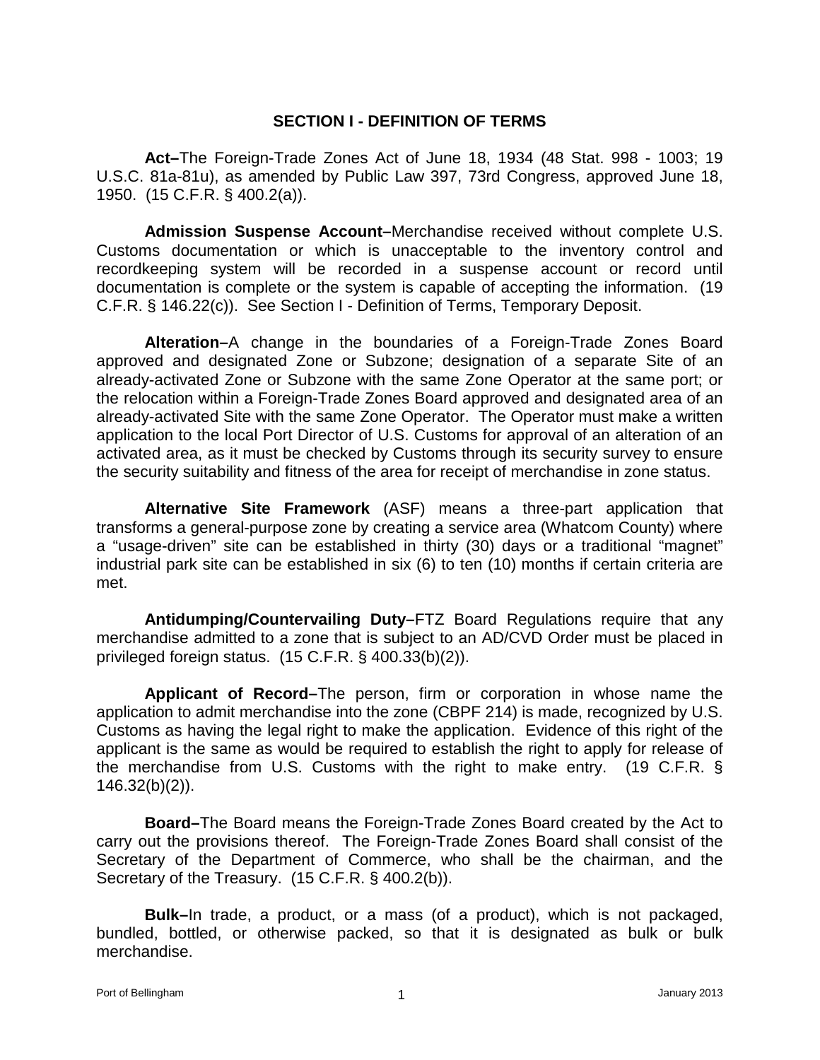## SECTION I - DEFINITION OF TERMS

**Act–**The Foreign-Trade Zones Act of June 18, 1934 (48 Stat. 998 - 1003; 19 U.S.C. 81a-81u), as amended by Public Law 397, 73rd Congress, approved June 18, 1950. (15 C.F.R. § 400.2(a)).

**Admission Suspense Account–**Merchandise received without complete U.S. Customs documentation or which is unacceptable to the inventory control and recordkeeping system will be recorded in a suspense account or record until documentation is complete or the system is capable of accepting the information. (19 C.F.R. § 146.22(c)). See Section I - Definition of Terms, Temporary Deposit.

**Alteration–**A change in the boundaries of a Foreign-Trade Zones Board approved and designated Zone or Subzone; designation of a separate Site of an already-activated Zone or Subzone with the same Zone Operator at the same port; or the relocation within a Foreign-Trade Zones Board approved and designated area of an already-activated Site with the same Zone Operator. The Operator must make a written application to the local Port Director of U.S. Customs for approval of an alteration of an activated area, as it must be checked by Customs through its security survey to ensure the security suitability and fitness of the area for receipt of merchandise in zone status.

**Alternative Site Framework** (ASF) means a three-part application that transforms a general-purpose zone by creating a service area (Whatcom County) where a "usage-driven" site can be established in thirty (30) days or a traditional "magnet" industrial park site can be established in six (6) to ten (10) months if certain criteria are met.

**Antidumping/Countervailing Duty–**FTZ Board Regulations require that any merchandise admitted to a zone that is subject to an AD/CVD Order must be placed in privileged foreign status. (15 C.F.R. § 400.33(b)(2)).

**Applicant of Record–**The person, firm or corporation in whose name the application to admit merchandise into the zone (CBPF 214) is made, recognized by U.S. Customs as having the legal right to make the application. Evidence of this right of the applicant is the same as would be required to establish the right to apply for release of the merchandise from U.S. Customs with the right to make entry. (19 C.F.R. § 146.32(b)(2)).

**Board–**The Board means the Foreign-Trade Zones Board created by the Act to carry out the provisions thereof. The Foreign-Trade Zones Board shall consist of the Secretary of the Department of Commerce, who shall be the chairman, and the Secretary of the Treasury. (15 C.F.R. § 400.2(b)).

**Bulk–**In trade, a product, or a mass (of a product), which is not packaged, bundled, bottled, or otherwise packed, so that it is designated as bulk or bulk merchandise.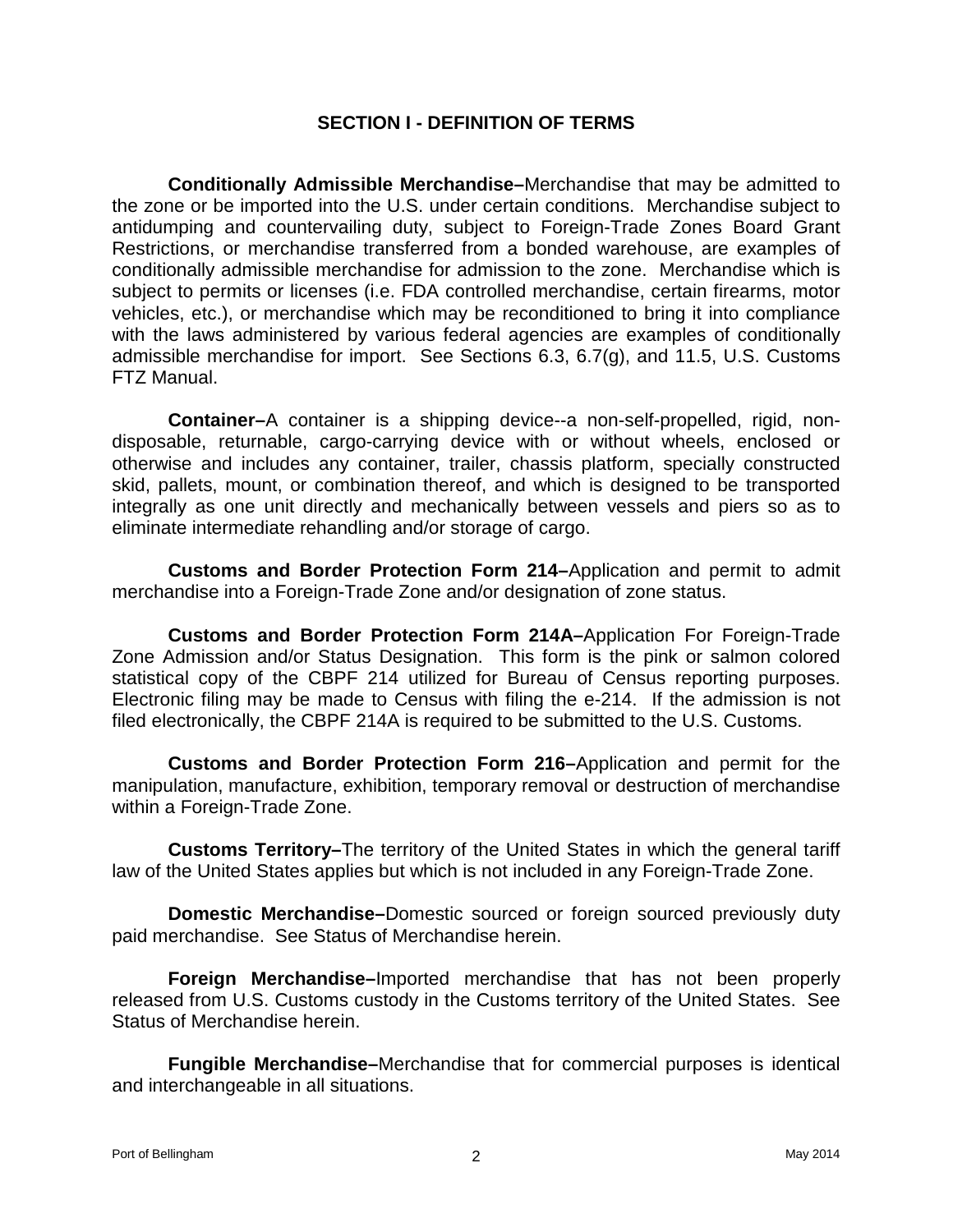## SECTION I - DEFINITION OF TERMS

**Conditionally Admissible Merchandise–**Merchandise that may be admitted to the zone or be imported into the U.S. under certain conditions. Merchandise subject to antidumping and countervailing duty, subject to Foreign-Trade Zones Board Grant Restrictions, or merchandise transferred from a bonded warehouse, are examples of conditionally admissible merchandise for admission to the zone. Merchandise which is subject to permits or licenses (i.e. FDA controlled merchandise, certain firearms, motor vehicles, etc.), or merchandise which may be reconditioned to bring it into compliance with the laws administered by various federal agencies are examples of conditionally admissible merchandise for import. See Sections 6.3, 6.7(g), and 11.5, U.S. Customs FTZ Manual.

**Container–**A container is a shipping device--a non-self-propelled, rigid, non-disposable, returnable, cargo-carrying device with or without wheels, enclosed or otherwise and includes any container, trailer, chassis platform, specially constructed skid, pallets, mount, or combination thereof, and which is designed to be transported integrally as one unit directly and mechanically between vessels and piers so as to eliminate intermediate rehandling and/or storage of cargo.

**Customs and Border Protection Form 214–**Application and permit to admit merchandise into a Foreign-Trade Zone and/or designation of zone status.

**Customs and Border Protection Form 214A–**Application For Foreign-Trade Zone Admission and/or Status Designation. This form is the pink or salmon colored statistical copy of the CBPF 214 utilized for Bureau of Census reporting purposes. Electronic filing may be made to Census with filing the e-214. If the admission is not filed electronically, the CBPF 214A is required to be submitted to the U.S. Customs.

**Customs and Border Protection Form 216–**Application and permit for the manipulation, manufacture, exhibition, temporary removal or destruction of merchandise within a Foreign-Trade Zone.

**Customs Territory–**The territory of the United States in which the general tariff law of the United States applies but which is not included in any Foreign-Trade Zone.

**Domestic Merchandise–**Domestic sourced or foreign sourced previously duty paid merchandise. See Status of Merchandise herein.

**Foreign Merchandise–**Imported merchandise that has not been properly released from U.S. Customs custody in the Customs territory of the United States. See Status of Merchandise herein.

**Fungible Merchandise–**Merchandise that for commercial purposes is identical and interchangeable in all situations.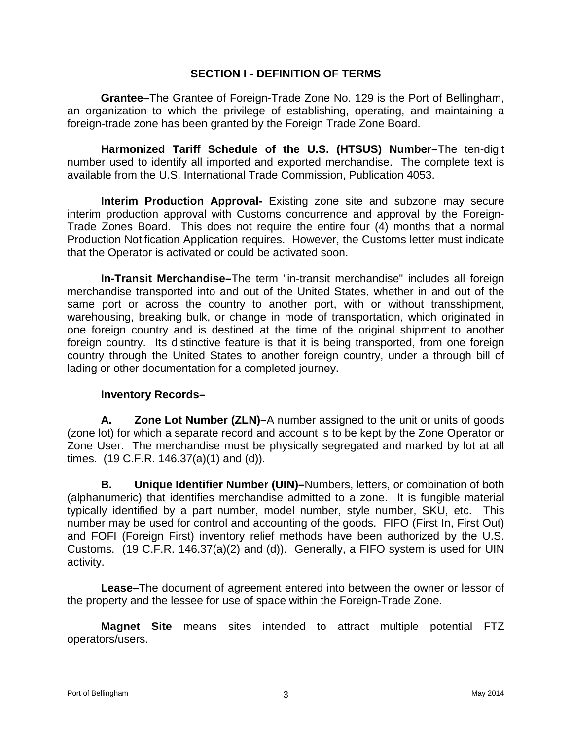## SECTION I - DEFINITION OF TERMS

**Grantee–**The Grantee of Foreign-Trade Zone No. 129 is the Port of Bellingham, an organization to which the privilege of establishing, operating, and maintaining a foreign-trade zone has been granted by the Foreign Trade Zone Board.

**Harmonized Tariff Schedule of the U.S. (HTSUS) Number–**The ten-digit number used to identify all imported and exported merchandise. The complete text is available from the U.S. International Trade Commission, Publication 4053.

**Interim Production Approval-** Existing zone site and subzone may secure interim production approval with Customs concurrence and approval by the Foreign-Trade Zones Board. This does not require the entire four (4) months that a normal Production Notification Application requires. However, the Customs letter must indicate that the Operator is activated or could be activated soon.

**In-Transit Merchandise–**The term "in-transit merchandise" includes all foreign merchandise transported into and out of the United States, whether in and out of the same port or across the country to another port, with or without transshipment, warehousing, breaking bulk, or change in mode of transportation, which originated in one foreign country and is destined at the time of the original shipment to another foreign country. Its distinctive feature is that it is being transported, from one foreign country through the United States to another foreign country, under a through bill of lading or other documentation for a completed journey.

**Inventory Records–**

**A. Zone Lot Number (ZLN)–**A number assigned to the unit or units of goods (zone lot) for which a separate record and account is to be kept by the Zone Operator or Zone User. The merchandise must be physically segregated and marked by lot at all times. (19 C.F.R. 146.37(a)(1) and (d)).

**B. Unique Identifier Number (UIN)–**Numbers, letters, or combination of both (alphanumeric) that identifies merchandise admitted to a zone. It is fungible material typically identified by a part number, model number, style number, SKU, etc. This number may be used for control and accounting of the goods. FIFO (First In, First Out) and FOFI (Foreign First) inventory relief methods have been authorized by the U.S. Customs. (19 C.F.R. 146.37(a)(2) and (d)). Generally, a FIFO system is used for UIN activity.

**Lease–**The document of agreement entered into between the owner or lessor of the property and the lessee for use of space within the Foreign-Trade Zone.

**Magnet Site** means sites intended to attract multiple potential FTZ operators/users.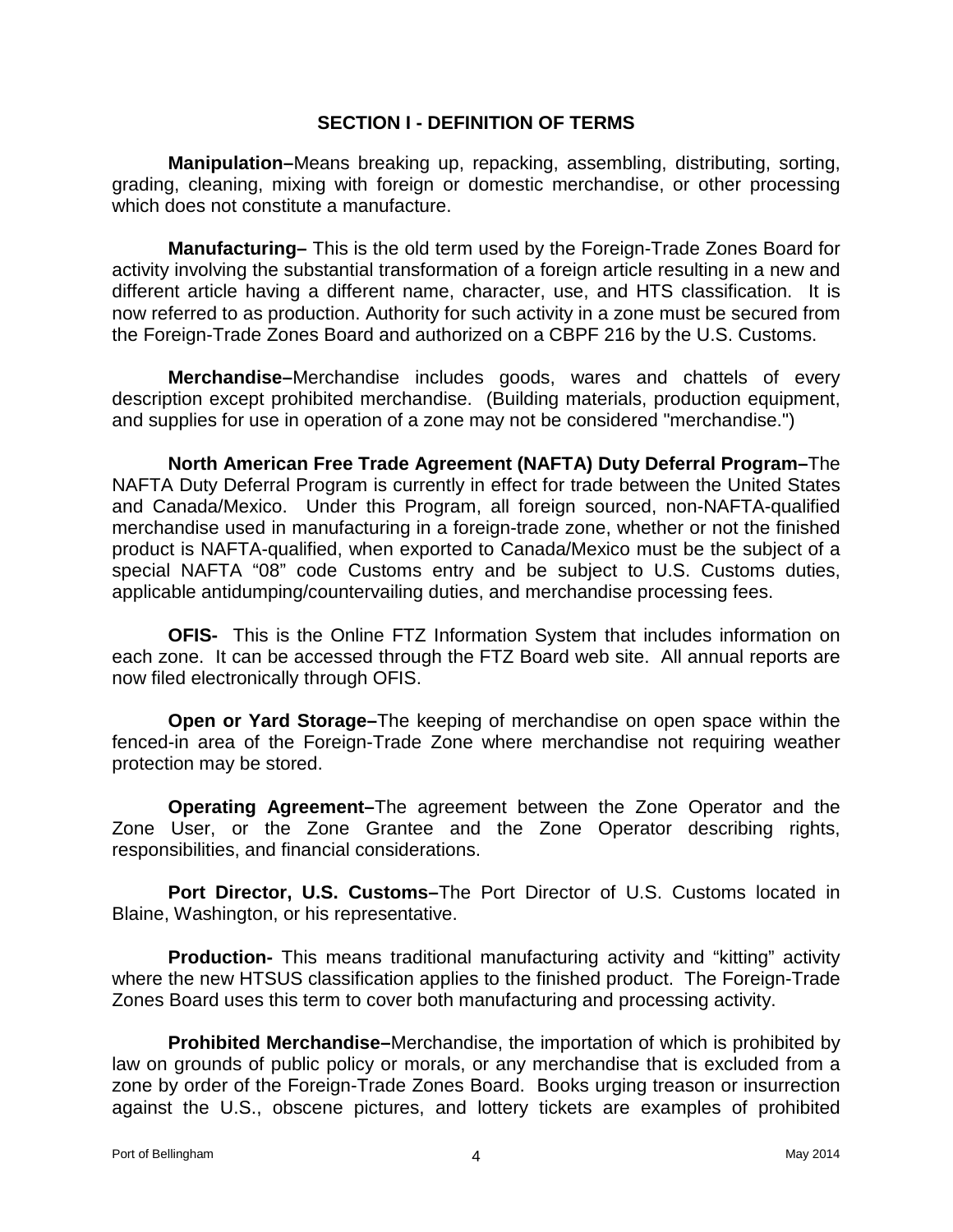## SECTION I - DEFINITION OF TERMS

**Manipulation–**Means breaking up, repacking, assembling, distributing, sorting, grading, cleaning, mixing with foreign or domestic merchandise, or other processing which does not constitute a manufacture.

**Manufacturing–** This is the old term used by the Foreign-Trade Zones Board for activity involving the substantial transformation of a foreign article resulting in a new and different article having a different name, character, use, and HTS classification. It is now referred to as production. Authority for such activity in a zone must be secured from the Foreign-Trade Zones Board and authorized on a CBPF 216 by the U.S. Customs.

**Merchandise–**Merchandise includes goods, wares and chattels of every description except prohibited merchandise. (Building materials, production equipment, and supplies for use in operation of a zone may not be considered "merchandise.")

**North American Free Trade Agreement (NAFTA) Duty Deferral Program–**The NAFTA Duty Deferral Program is currently in effect for trade between the United States and Canada/Mexico. Under this Program, all foreign sourced, non-NAFTA-qualified merchandise used in manufacturing in a foreign-trade zone, whether or not the finished product is NAFTA-qualified, when exported to Canada/Mexico must be the subject of a special NAFTA "08" code Customs entry and be subject to U.S. Customs duties, applicable antidumping/countervailing duties, and merchandise processing fees.

**OFIS-** This is the Online FTZ Information System that includes information on each zone. It can be accessed through the FTZ Board web site. All annual reports are now filed electronically through OFIS.

**Open or Yard Storage–**The keeping of merchandise on open space within the fenced-in area of the Foreign-Trade Zone where merchandise not requiring weather protection may be stored.

**Operating Agreement–**The agreement between the Zone Operator and the Zone User, or the Zone Grantee and the Zone Operator describing rights, responsibilities, and financial considerations.

**Port Director, U.S. Customs–**The Port Director of U.S. Customs located in Blaine, Washington, or his representative.

**Production-** This means traditional manufacturing activity and "kitting" activity where the new HTSUS classification applies to the finished product. The Foreign-Trade Zones Board uses this term to cover both manufacturing and processing activity.

**Prohibited Merchandise–**Merchandise, the importation of which is prohibited by law on grounds of public policy or morals, or any merchandise that is excluded from a zone by order of the Foreign-Trade Zones Board. Books urging treason or insurrection against the U.S., obscene pictures, and lottery tickets are examples of prohibited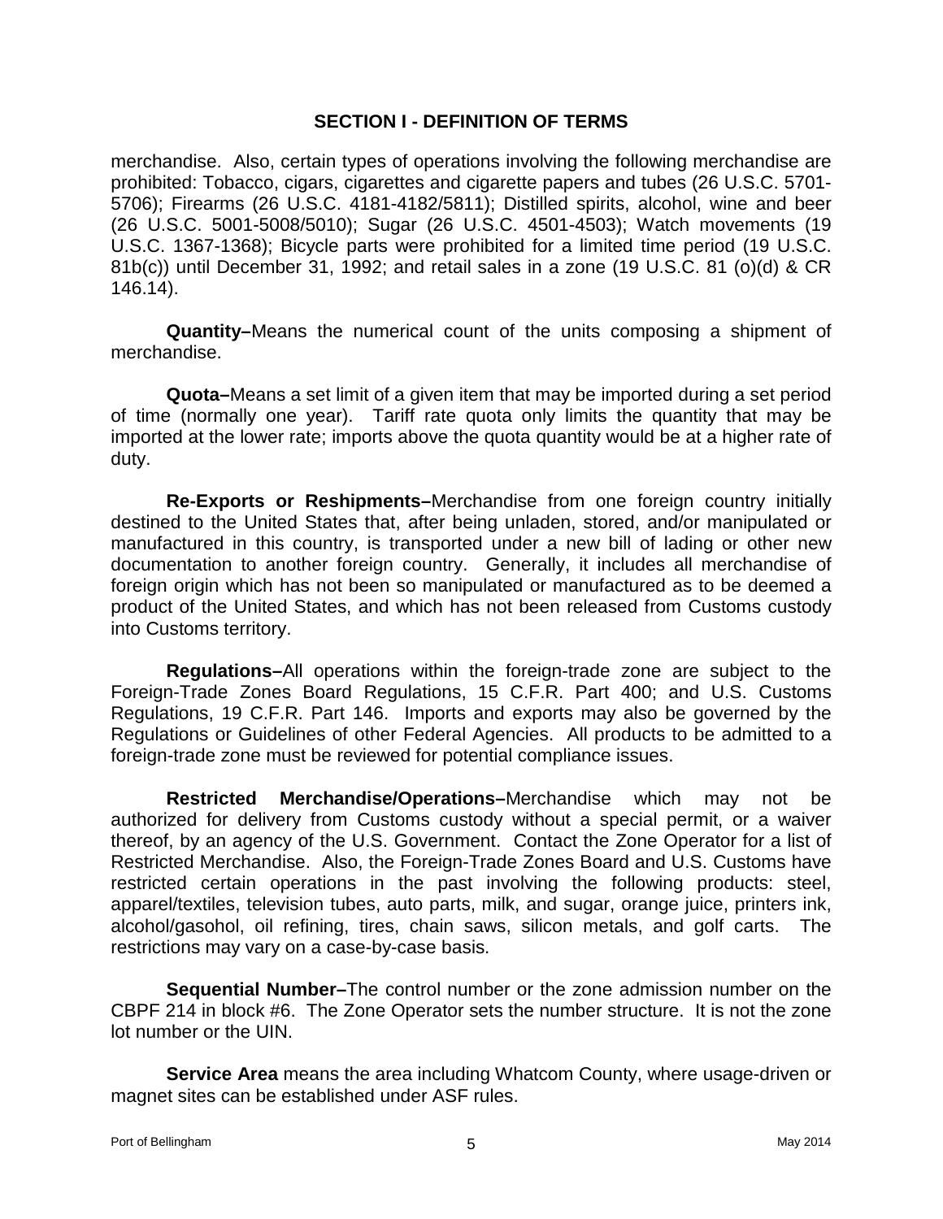## SECTION I - DEFINITION OF TERMS

merchandise. Also, certain types of operations involving the following merchandise are prohibited: Tobacco, cigars, cigarettes and cigarette papers and tubes (26 U.S.C. 5701-5706); Firearms (26 U.S.C. 4181-4182/5811); Distilled spirits, alcohol, wine and beer (26 U.S.C. 5001-5008/5010); Sugar (26 U.S.C. 4501-4503); Watch movements (19 U.S.C. 1367-1368); Bicycle parts were prohibited for a limited time period (19 U.S.C. 81b(c)) until December 31, 1992; and retail sales in a zone (19 U.S.C. 81 (o)(d) & CR 146.14).

**Quantity–**Means the numerical count of the units composing a shipment of merchandise.

**Quota–**Means a set limit of a given item that may be imported during a set period of time (normally one year). Tariff rate quota only limits the quantity that may be imported at the lower rate; imports above the quota quantity would be at a higher rate of duty.

**Re-Exports or Reshipments–**Merchandise from one foreign country initially destined to the United States that, after being unladen, stored, and/or manipulated or manufactured in this country, is transported under a new bill of lading or other new documentation to another foreign country. Generally, it includes all merchandise of foreign origin which has not been so manipulated or manufactured as to be deemed a product of the United States, and which has not been released from Customs custody into Customs territory.

**Regulations–**All operations within the foreign-trade zone are subject to the Foreign-Trade Zones Board Regulations, 15 C.F.R. Part 400; and U.S. Customs Regulations, 19 C.F.R. Part 146. Imports and exports may also be governed by the Regulations or Guidelines of other Federal Agencies. All products to be admitted to a foreign-trade zone must be reviewed for potential compliance issues.

**Restricted Merchandise/Operations–**Merchandise which may not be authorized for delivery from Customs custody without a special permit, or a waiver thereof, by an agency of the U.S. Government. Contact the Zone Operator for a list of Restricted Merchandise. Also, the Foreign-Trade Zones Board and U.S. Customs have restricted certain operations in the past involving the following products: steel, apparel/textiles, television tubes, auto parts, milk, and sugar, orange juice, printers ink, alcohol/gasohol, oil refining, tires, chain saws, silicon metals, and golf carts. The restrictions may vary on a case-by-case basis.

**Sequential Number–**The control number or the zone admission number on the CBPF 214 in block #6. The Zone Operator sets the number structure. It is not the zone lot number or the UIN.

**Service Area** means the area including Whatcom County, where usage-driven or magnet sites can be established under ASF rules.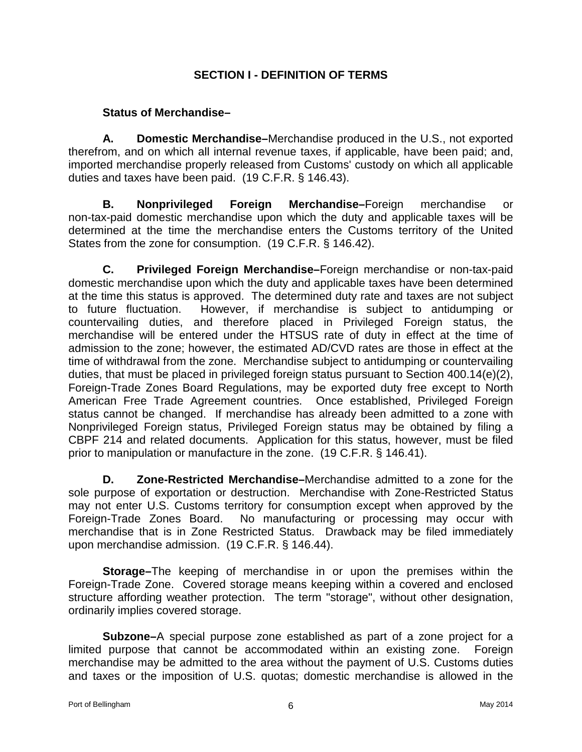## SECTION I - DEFINITION OF TERMS

**Status of Merchandise–**

**A. Domestic Merchandise–**Merchandise produced in the U.S., not exported therefrom, and on which all internal revenue taxes, if applicable, have been paid; and, imported merchandise properly released from Customs' custody on which all applicable duties and taxes have been paid. (19 C.F.R. § 146.43).

**B. Nonprivileged Foreign Merchandise–**Foreign merchandise or non-tax-paid domestic merchandise upon which the duty and applicable taxes will be determined at the time the merchandise enters the Customs territory of the United States from the zone for consumption. (19 C.F.R. § 146.42).

**C. Privileged Foreign Merchandise–**Foreign merchandise or non-tax-paid domestic merchandise upon which the duty and applicable taxes have been determined at the time this status is approved. The determined duty rate and taxes are not subject to future fluctuation. However, if merchandise is subject to antidumping or countervailing duties, and therefore placed in Privileged Foreign status, the merchandise will be entered under the HTSUS rate of duty in effect at the time of admission to the zone; however, the estimated AD/CVD rates are those in effect at the time of withdrawal from the zone. Merchandise subject to antidumping or countervailing duties, that must be placed in privileged foreign status pursuant to Section 400.14(e)(2), Foreign-Trade Zones Board Regulations, may be exported duty free except to North American Free Trade Agreement countries. Once established, Privileged Foreign status cannot be changed. If merchandise has already been admitted to a zone with Nonprivileged Foreign status, Privileged Foreign status may be obtained by filing a CBPF 214 and related documents. Application for this status, however, must be filed prior to manipulation or manufacture in the zone. (19 C.F.R. § 146.41).

**D. Zone-Restricted Merchandise–**Merchandise admitted to a zone for the sole purpose of exportation or destruction. Merchandise with Zone-Restricted Status may not enter U.S. Customs territory for consumption except when approved by the Foreign-Trade Zones Board. No manufacturing or processing may occur with merchandise that is in Zone Restricted Status. Drawback may be filed immediately upon merchandise admission. (19 C.F.R. § 146.44).

**Storage–**The keeping of merchandise in or upon the premises within the Foreign-Trade Zone. Covered storage means keeping within a covered and enclosed structure affording weather protection. The term "storage", without other designation, ordinarily implies covered storage.

**Subzone–**A special purpose zone established as part of a zone project for a limited purpose that cannot be accommodated within an existing zone. Foreign merchandise may be admitted to the area without the payment of U.S. Customs duties and taxes or the imposition of U.S. quotas; domestic merchandise is allowed in the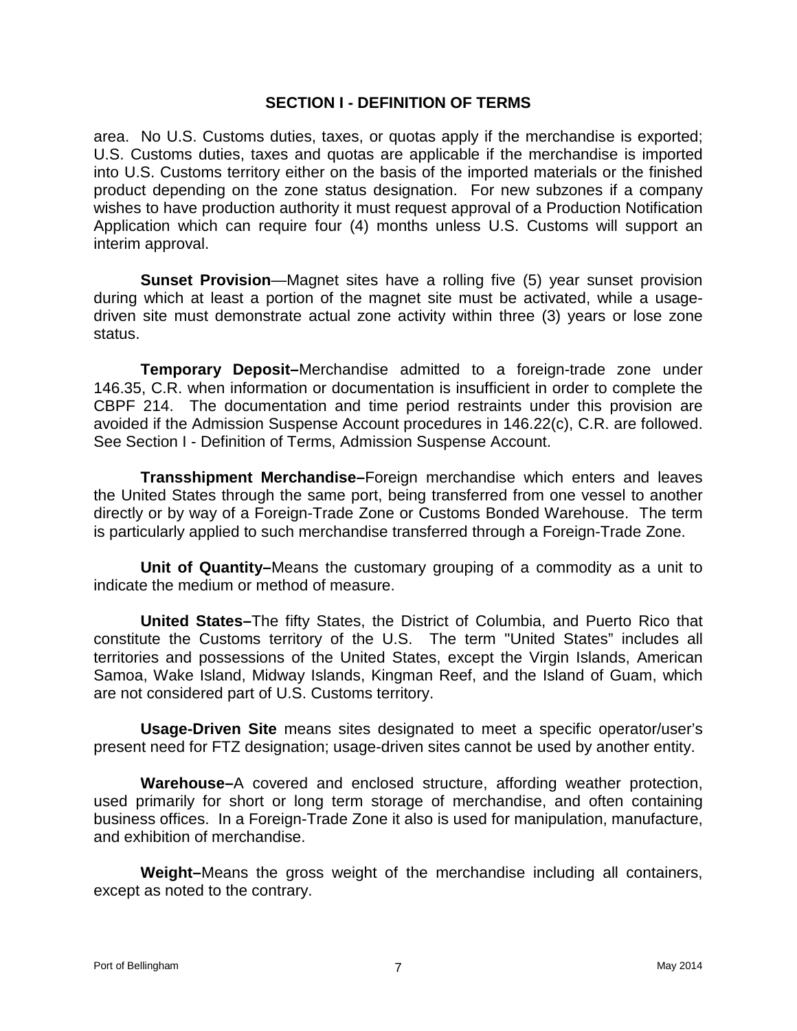## SECTION I - DEFINITION OF TERMS

area. No U.S. Customs duties, taxes, or quotas apply if the merchandise is exported; U.S. Customs duties, taxes and quotas are applicable if the merchandise is imported into U.S. Customs territory either on the basis of the imported materials or the finished product depending on the zone status designation. For new subzones if a company wishes to have production authority it must request approval of a Production Notification Application which can require four (4) months unless U.S. Customs will support an interim approval.

**Sunset Provision**—Magnet sites have a rolling five (5) year sunset provision during which at least a portion of the magnet site must be activated, while a usage-driven site must demonstrate actual zone activity within three (3) years or lose zone status.

**Temporary Deposit–**Merchandise admitted to a foreign-trade zone under 146.35, C.R. when information or documentation is insufficient in order to complete the CBPF 214. The documentation and time period restraints under this provision are avoided if the Admission Suspense Account procedures in 146.22(c), C.R. are followed. See Section I - Definition of Terms, Admission Suspense Account.

**Transshipment Merchandise–**Foreign merchandise which enters and leaves the United States through the same port, being transferred from one vessel to another directly or by way of a Foreign-Trade Zone or Customs Bonded Warehouse. The term is particularly applied to such merchandise transferred through a Foreign-Trade Zone.

**Unit of Quantity–**Means the customary grouping of a commodity as a unit to indicate the medium or method of measure.

**United States–**The fifty States, the District of Columbia, and Puerto Rico that constitute the Customs territory of the U.S. The term "United States" includes all territories and possessions of the United States, except the Virgin Islands, American Samoa, Wake Island, Midway Islands, Kingman Reef, and the Island of Guam, which are not considered part of U.S. Customs territory.

**Usage-Driven Site** means sites designated to meet a specific operator/user's present need for FTZ designation; usage-driven sites cannot be used by another entity.

**Warehouse–**A covered and enclosed structure, affording weather protection, used primarily for short or long term storage of merchandise, and often containing business offices. In a Foreign-Trade Zone it also is used for manipulation, manufacture, and exhibition of merchandise.

**Weight–**Means the gross weight of the merchandise including all containers, except as noted to the contrary.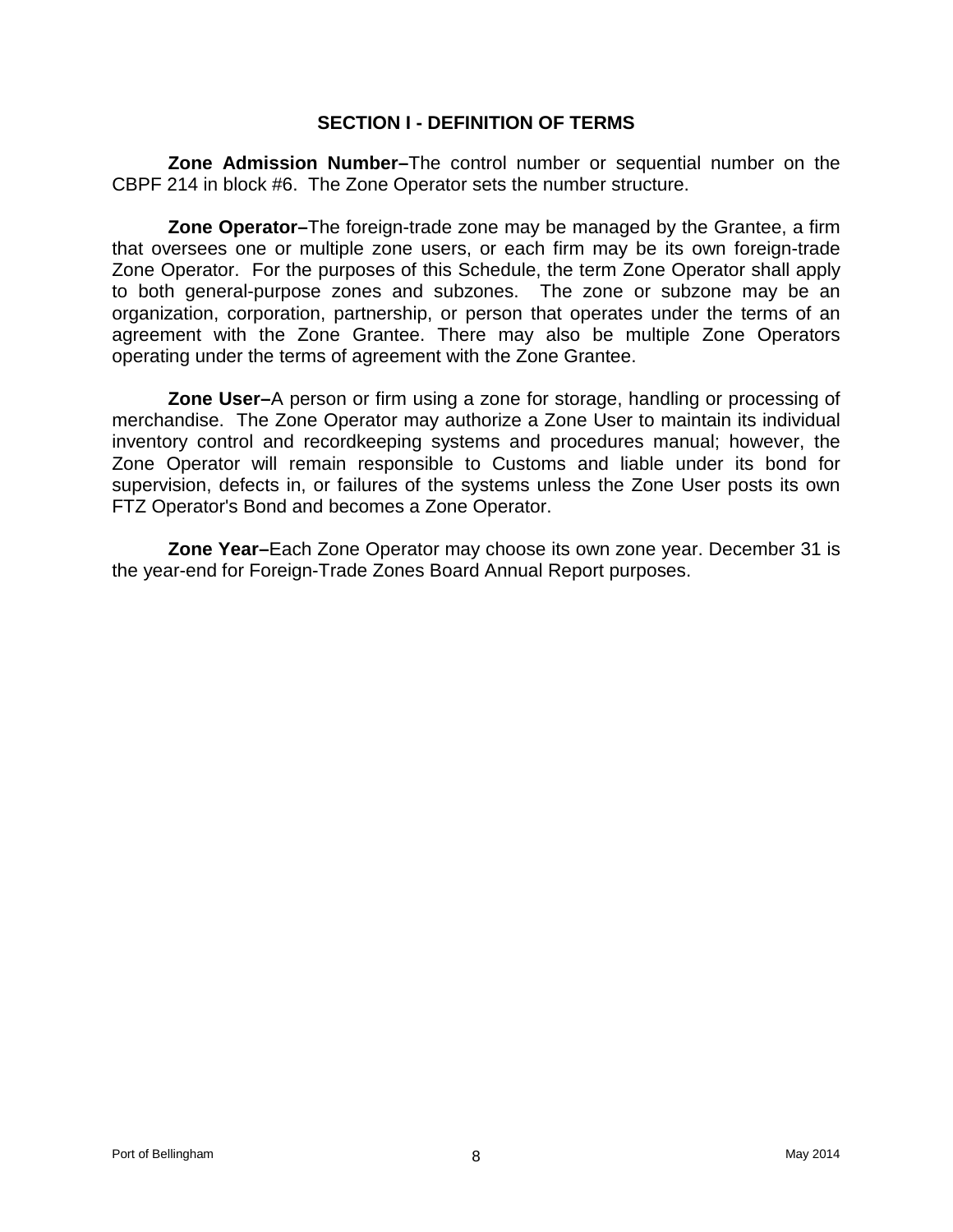## SECTION I - DEFINITION OF TERMS

**Zone Admission Number–**The control number or sequential number on the CBPF 214 in block #6. The Zone Operator sets the number structure.

**Zone Operator–**The foreign-trade zone may be managed by the Grantee, a firm that oversees one or multiple zone users, or each firm may be its own foreign-trade Zone Operator. For the purposes of this Schedule, the term Zone Operator shall apply to both general-purpose zones and subzones. The zone or subzone may be an organization, corporation, partnership, or person that operates under the terms of an agreement with the Zone Grantee. There may also be multiple Zone Operators operating under the terms of agreement with the Zone Grantee.

**Zone User–**A person or firm using a zone for storage, handling or processing of merchandise. The Zone Operator may authorize a Zone User to maintain its individual inventory control and recordkeeping systems and procedures manual; however, the Zone Operator will remain responsible to Customs and liable under its bond for supervision, defects in, or failures of the systems unless the Zone User posts its own FTZ Operator's Bond and becomes a Zone Operator.

**Zone Year–**Each Zone Operator may choose its own zone year. December 31 is the year-end for Foreign-Trade Zones Board Annual Report purposes.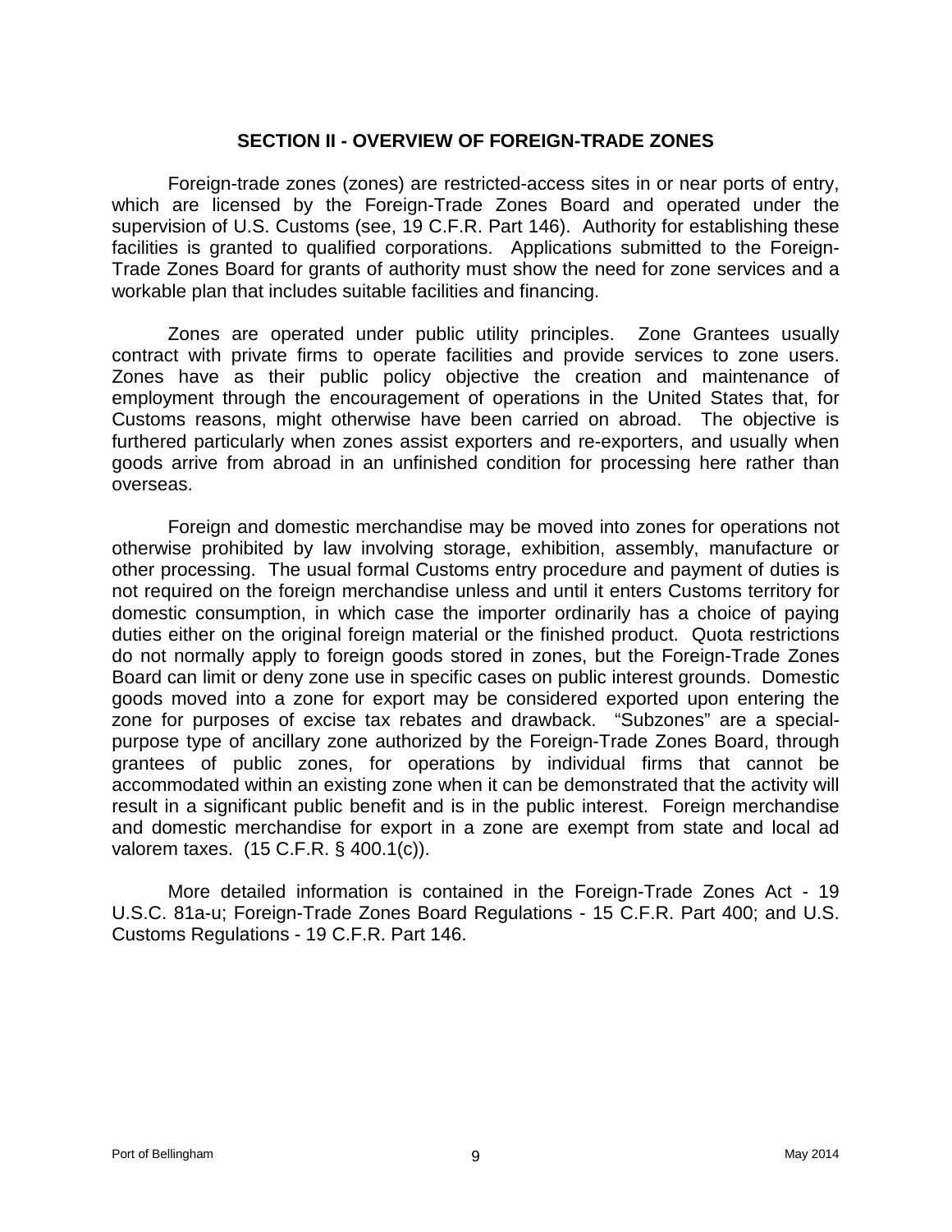## SECTION II - OVERVIEW OF FOREIGN-TRADE ZONES

Foreign-trade zones (zones) are restricted-access sites in or near ports of entry, which are licensed by the Foreign-Trade Zones Board and operated under the supervision of U.S. Customs (see, 19 C.F.R. Part 146). Authority for establishing these facilities is granted to qualified corporations. Applications submitted to the Foreign-Trade Zones Board for grants of authority must show the need for zone services and a workable plan that includes suitable facilities and financing.

Zones are operated under public utility principles. Zone Grantees usually contract with private firms to operate facilities and provide services to zone users. Zones have as their public policy objective the creation and maintenance of employment through the encouragement of operations in the United States that, for Customs reasons, might otherwise have been carried on abroad. The objective is furthered particularly when zones assist exporters and re-exporters, and usually when goods arrive from abroad in an unfinished condition for processing here rather than overseas.

Foreign and domestic merchandise may be moved into zones for operations not otherwise prohibited by law involving storage, exhibition, assembly, manufacture or other processing. The usual formal Customs entry procedure and payment of duties is not required on the foreign merchandise unless and until it enters Customs territory for domestic consumption, in which case the importer ordinarily has a choice of paying duties either on the original foreign material or the finished product. Quota restrictions do not normally apply to foreign goods stored in zones, but the Foreign-Trade Zones Board can limit or deny zone use in specific cases on public interest grounds. Domestic goods moved into a zone for export may be considered exported upon entering the zone for purposes of excise tax rebates and drawback. "Subzones" are a special-purpose type of ancillary zone authorized by the Foreign-Trade Zones Board, through grantees of public zones, for operations by individual firms that cannot be accommodated within an existing zone when it can be demonstrated that the activity will result in a significant public benefit and is in the public interest. Foreign merchandise and domestic merchandise for export in a zone are exempt from state and local ad valorem taxes. (15 C.F.R. § 400.1(c)).

More detailed information is contained in the Foreign-Trade Zones Act - 19 U.S.C. 81a-u; Foreign-Trade Zones Board Regulations - 15 C.F.R. Part 400; and U.S. Customs Regulations - 19 C.F.R. Part 146.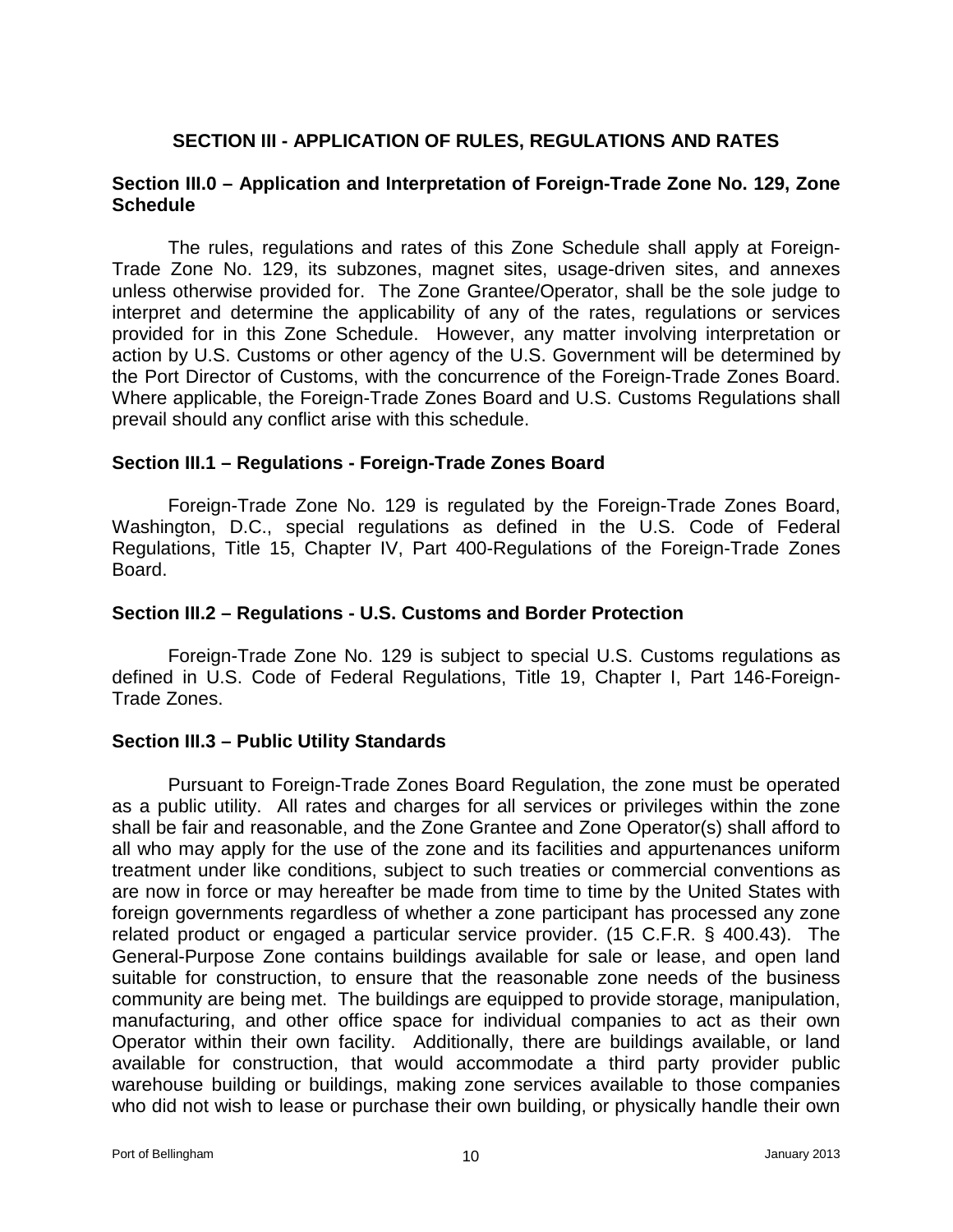# SECTION III - APPLICATION OF RULES, REGULATIONS AND RATES

## Section III.0 – Application and Interpretation of Foreign-Trade Zone No. 129, Zone Schedule

The rules, regulations and rates of this Zone Schedule shall apply at Foreign-Trade Zone No. 129, its subzones, magnet sites, usage-driven sites, and annexes unless otherwise provided for. The Zone Grantee/Operator, shall be the sole judge to interpret and determine the applicability of any of the rates, regulations or services provided for in this Zone Schedule. However, any matter involving interpretation or action by U.S. Customs or other agency of the U.S. Government will be determined by the Port Director of Customs, with the concurrence of the Foreign-Trade Zones Board. Where applicable, the Foreign-Trade Zones Board and U.S. Customs Regulations shall prevail should any conflict arise with this schedule.

## Section III.1 – Regulations - Foreign-Trade Zones Board

Foreign-Trade Zone No. 129 is regulated by the Foreign-Trade Zones Board, Washington, D.C., special regulations as defined in the U.S. Code of Federal Regulations, Title 15, Chapter IV, Part 400-Regulations of the Foreign-Trade Zones Board.

## Section III.2 – Regulations - U.S. Customs and Border Protection

Foreign-Trade Zone No. 129 is subject to special U.S. Customs regulations as defined in U.S. Code of Federal Regulations, Title 19, Chapter I, Part 146-Foreign-Trade Zones.

## Section III.3 – Public Utility Standards

Pursuant to Foreign-Trade Zones Board Regulation, the zone must be operated as a public utility. All rates and charges for all services or privileges within the zone shall be fair and reasonable, and the Zone Grantee and Zone Operator(s) shall afford to all who may apply for the use of the zone and its facilities and appurtenances uniform treatment under like conditions, subject to such treaties or commercial conventions as are now in force or may hereafter be made from time to time by the United States with foreign governments regardless of whether a zone participant has processed any zone related product or engaged a particular service provider. (15 C.F.R. § 400.43). The General-Purpose Zone contains buildings available for sale or lease, and open land suitable for construction, to ensure that the reasonable zone needs of the business community are being met. The buildings are equipped to provide storage, manipulation, manufacturing, and other office space for individual companies to act as their own Operator within their own facility. Additionally, there are buildings available, or land available for construction, that would accommodate a third party provider public warehouse building or buildings, making zone services available to those companies who did not wish to lease or purchase their own building, or physically handle their own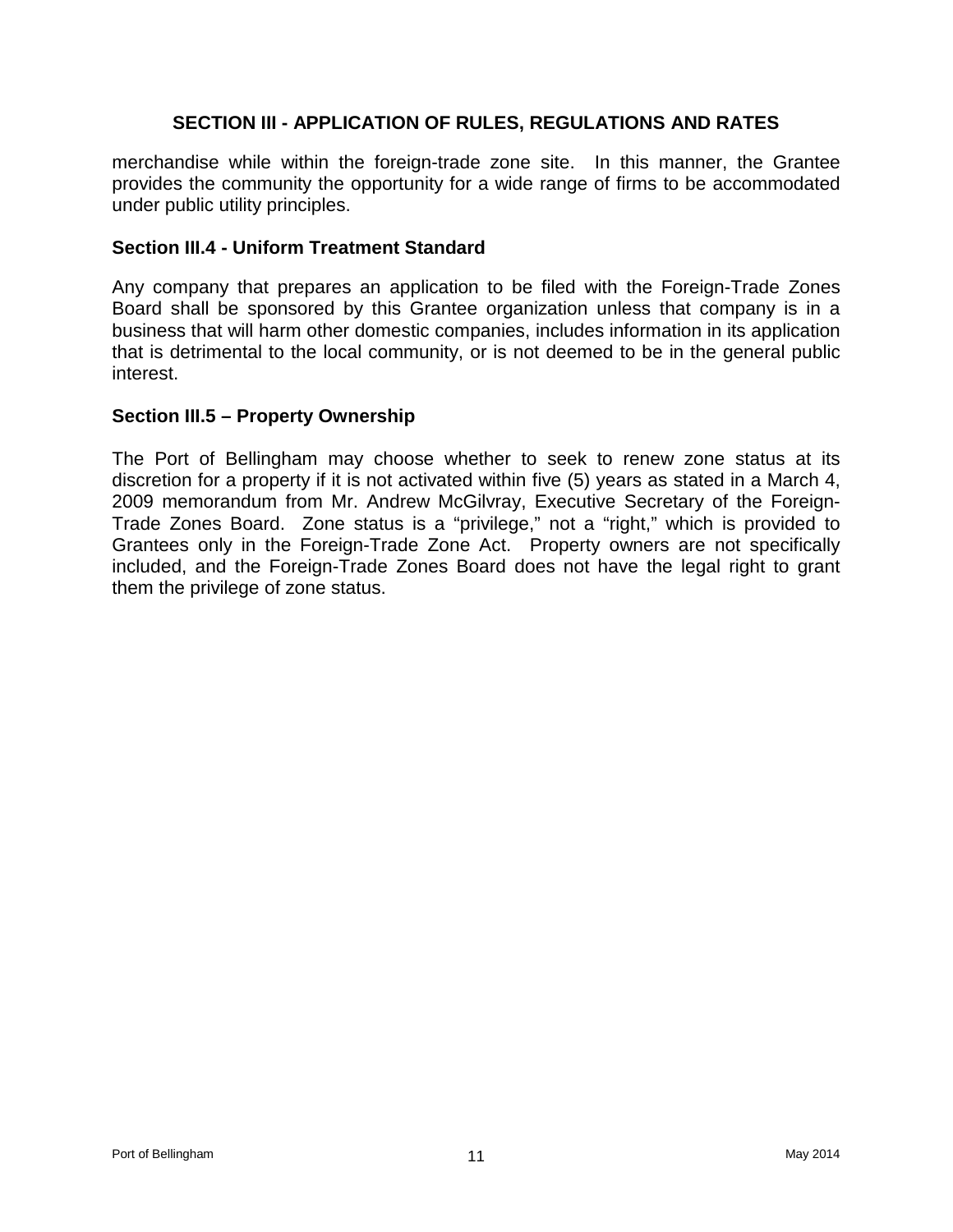## SECTION III - APPLICATION OF RULES, REGULATIONS AND RATES

merchandise while within the foreign-trade zone site. In this manner, the Grantee provides the community the opportunity for a wide range of firms to be accommodated under public utility principles.

### Section III.4 - Uniform Treatment Standard

Any company that prepares an application to be filed with the Foreign-Trade Zones Board shall be sponsored by this Grantee organization unless that company is in a business that will harm other domestic companies, includes information in its application that is detrimental to the local community, or is not deemed to be in the general public interest.

### Section III.5 – Property Ownership

The Port of Bellingham may choose whether to seek to renew zone status at its discretion for a property if it is not activated within five (5) years as stated in a March 4, 2009 memorandum from Mr. Andrew McGilvray, Executive Secretary of the Foreign-Trade Zones Board. Zone status is a "privilege," not a "right," which is provided to Grantees only in the Foreign-Trade Zone Act. Property owners are not specifically included, and the Foreign-Trade Zones Board does not have the legal right to grant them the privilege of zone status.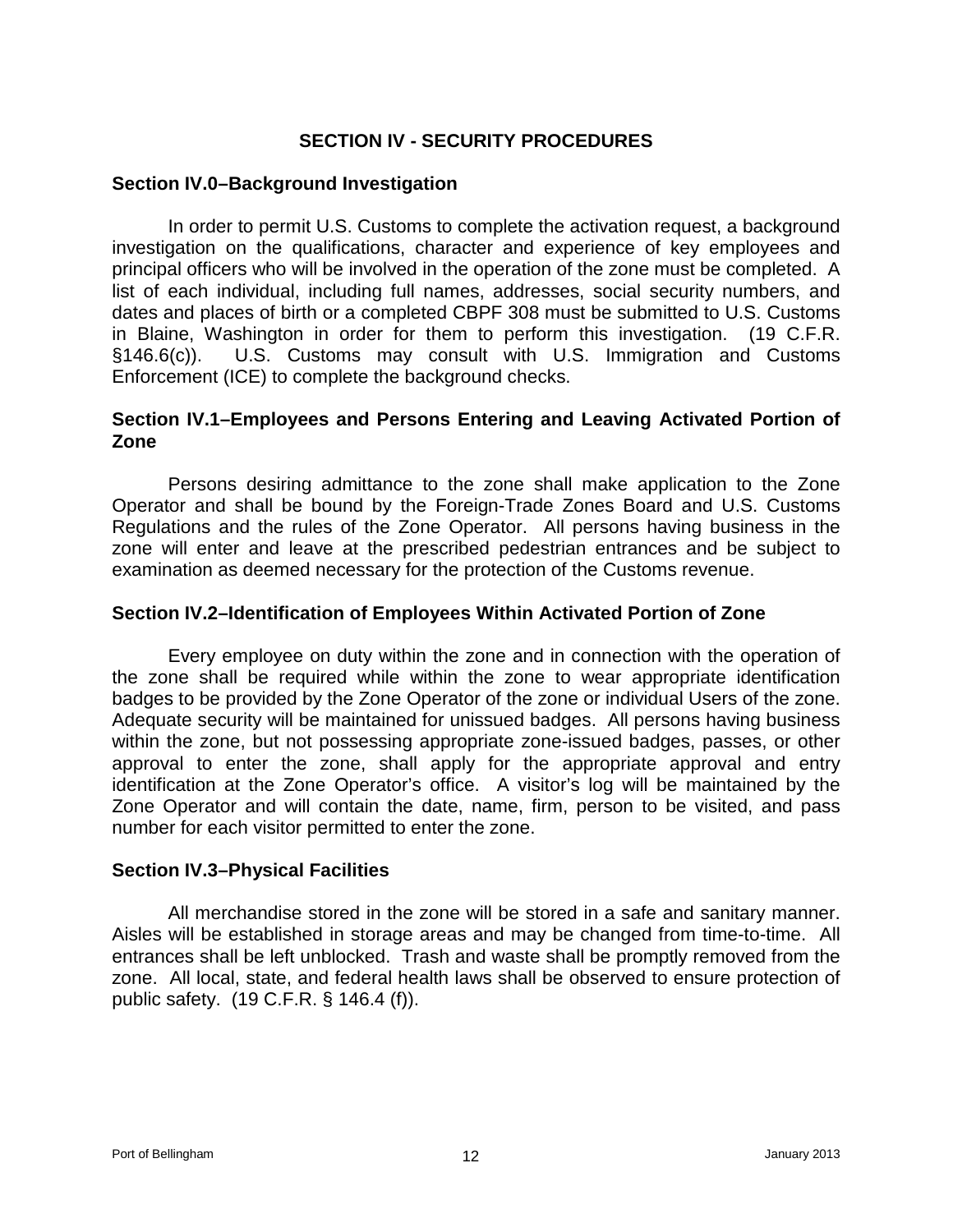## SECTION IV - SECURITY PROCEDURES

### Section IV.0–Background Investigation

In order to permit U.S. Customs to complete the activation request, a background investigation on the qualifications, character and experience of key employees and principal officers who will be involved in the operation of the zone must be completed. A list of each individual, including full names, addresses, social security numbers, and dates and places of birth or a completed CBPF 308 must be submitted to U.S. Customs in Blaine, Washington in order for them to perform this investigation. (19 C.F.R. §146.6(c)). U.S. Customs may consult with U.S. Immigration and Customs Enforcement (ICE) to complete the background checks.

### Section IV.1–Employees and Persons Entering and Leaving Activated Portion of Zone

Persons desiring admittance to the zone shall make application to the Zone Operator and shall be bound by the Foreign-Trade Zones Board and U.S. Customs Regulations and the rules of the Zone Operator. All persons having business in the zone will enter and leave at the prescribed pedestrian entrances and be subject to examination as deemed necessary for the protection of the Customs revenue.

### Section IV.2–Identification of Employees Within Activated Portion of Zone

Every employee on duty within the zone and in connection with the operation of the zone shall be required while within the zone to wear appropriate identification badges to be provided by the Zone Operator of the zone or individual Users of the zone. Adequate security will be maintained for unissued badges. All persons having business within the zone, but not possessing appropriate zone-issued badges, passes, or other approval to enter the zone, shall apply for the appropriate approval and entry identification at the Zone Operator's office. A visitor's log will be maintained by the Zone Operator and will contain the date, name, firm, person to be visited, and pass number for each visitor permitted to enter the zone.

### Section IV.3–Physical Facilities

All merchandise stored in the zone will be stored in a safe and sanitary manner. Aisles will be established in storage areas and may be changed from time-to-time. All entrances shall be left unblocked. Trash and waste shall be promptly removed from the zone. All local, state, and federal health laws shall be observed to ensure protection of public safety. (19 C.F.R. § 146.4 (f)).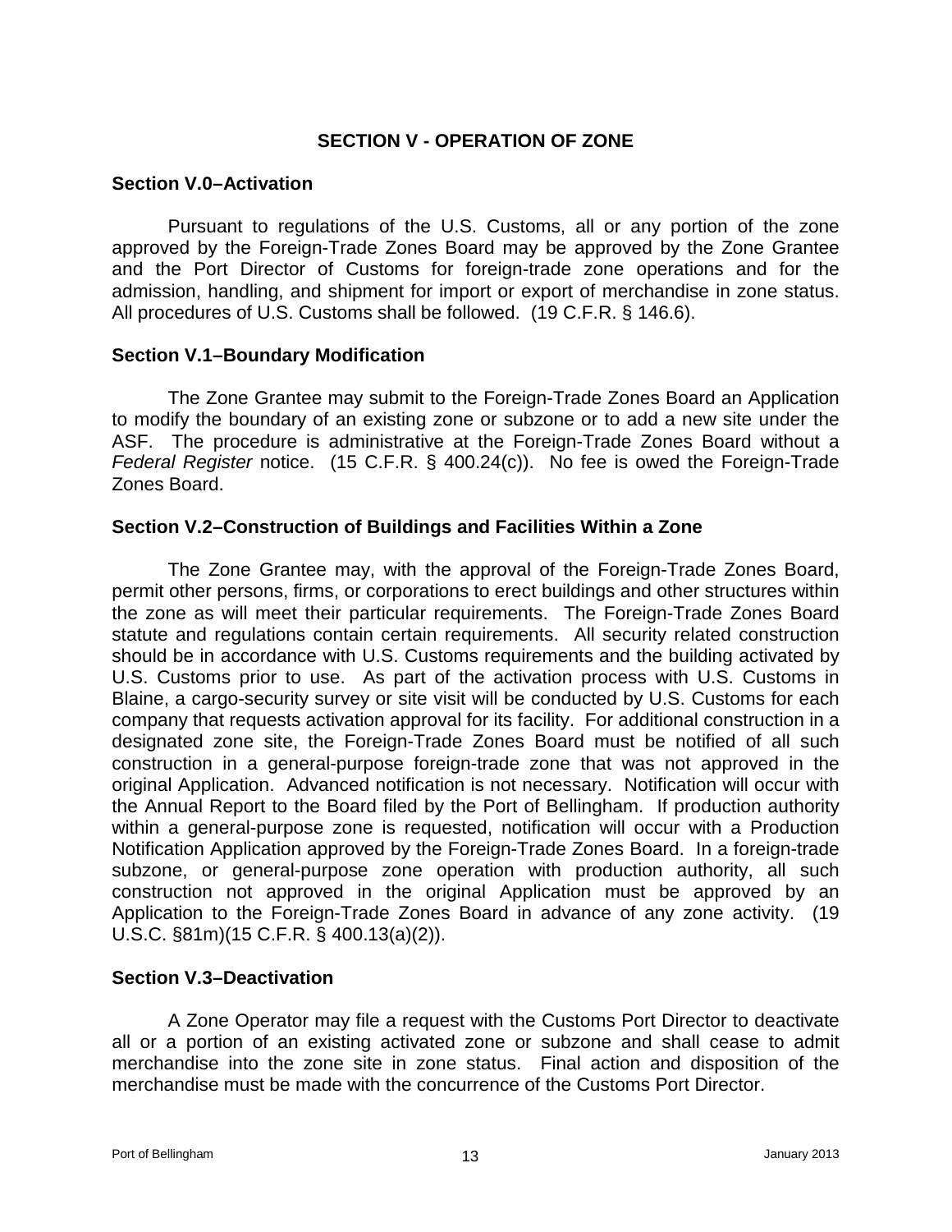## SECTION V - OPERATION OF ZONE

### Section V.0–Activation

Pursuant to regulations of the U.S. Customs, all or any portion of the zone approved by the Foreign-Trade Zones Board may be approved by the Zone Grantee and the Port Director of Customs for foreign-trade zone operations and for the admission, handling, and shipment for import or export of merchandise in zone status. All procedures of U.S. Customs shall be followed. (19 C.F.R. § 146.6).

### Section V.1–Boundary Modification

The Zone Grantee may submit to the Foreign-Trade Zones Board an Application to modify the boundary of an existing zone or subzone or to add a new site under the ASF. The procedure is administrative at the Foreign-Trade Zones Board without a *Federal Register* notice. (15 C.F.R. § 400.24(c)). No fee is owed the Foreign-Trade Zones Board.

### Section V.2–Construction of Buildings and Facilities Within a Zone

The Zone Grantee may, with the approval of the Foreign-Trade Zones Board, permit other persons, firms, or corporations to erect buildings and other structures within the zone as will meet their particular requirements. The Foreign-Trade Zones Board statute and regulations contain certain requirements. All security related construction should be in accordance with U.S. Customs requirements and the building activated by U.S. Customs prior to use. As part of the activation process with U.S. Customs in Blaine, a cargo-security survey or site visit will be conducted by U.S. Customs for each company that requests activation approval for its facility. For additional construction in a designated zone site, the Foreign-Trade Zones Board must be notified of all such construction in a general-purpose foreign-trade zone that was not approved in the original Application. Advanced notification is not necessary. Notification will occur with the Annual Report to the Board filed by the Port of Bellingham. If production authority within a general-purpose zone is requested, notification will occur with a Production Notification Application approved by the Foreign-Trade Zones Board. In a foreign-trade subzone, or general-purpose zone operation with production authority, all such construction not approved in the original Application must be approved by an Application to the Foreign-Trade Zones Board in advance of any zone activity. (19 U.S.C. §81m)(15 C.F.R. § 400.13(a)(2)).

### Section V.3–Deactivation

A Zone Operator may file a request with the Customs Port Director to deactivate all or a portion of an existing activated zone or subzone and shall cease to admit merchandise into the zone site in zone status. Final action and disposition of the merchandise must be made with the concurrence of the Customs Port Director.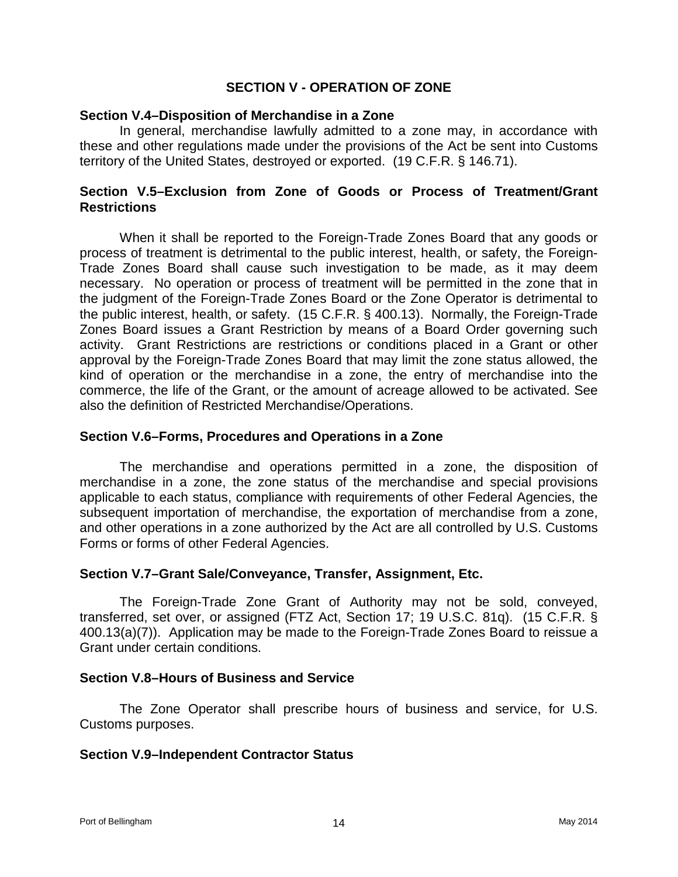## SECTION V - OPERATION OF ZONE

### Section V.4–Disposition of Merchandise in a Zone

In general, merchandise lawfully admitted to a zone may, in accordance with these and other regulations made under the provisions of the Act be sent into Customs territory of the United States, destroyed or exported. (19 C.F.R. § 146.71).

### Section V.5–Exclusion from Zone of Goods or Process of Treatment/Grant Restrictions

When it shall be reported to the Foreign-Trade Zones Board that any goods or process of treatment is detrimental to the public interest, health, or safety, the Foreign-Trade Zones Board shall cause such investigation to be made, as it may deem necessary. No operation or process of treatment will be permitted in the zone that in the judgment of the Foreign-Trade Zones Board or the Zone Operator is detrimental to the public interest, health, or safety. (15 C.F.R. § 400.13). Normally, the Foreign-Trade Zones Board issues a Grant Restriction by means of a Board Order governing such activity. Grant Restrictions are restrictions or conditions placed in a Grant or other approval by the Foreign-Trade Zones Board that may limit the zone status allowed, the kind of operation or the merchandise in a zone, the entry of merchandise into the commerce, the life of the Grant, or the amount of acreage allowed to be activated. See also the definition of Restricted Merchandise/Operations.

### Section V.6–Forms, Procedures and Operations in a Zone

The merchandise and operations permitted in a zone, the disposition of merchandise in a zone, the zone status of the merchandise and special provisions applicable to each status, compliance with requirements of other Federal Agencies, the subsequent importation of merchandise, the exportation of merchandise from a zone, and other operations in a zone authorized by the Act are all controlled by U.S. Customs Forms or forms of other Federal Agencies.

### Section V.7–Grant Sale/Conveyance, Transfer, Assignment, Etc.

The Foreign-Trade Zone Grant of Authority may not be sold, conveyed, transferred, set over, or assigned (FTZ Act, Section 17; 19 U.S.C. 81q). (15 C.F.R. § 400.13(a)(7)). Application may be made to the Foreign-Trade Zones Board to reissue a Grant under certain conditions.

### Section V.8–Hours of Business and Service

The Zone Operator shall prescribe hours of business and service, for U.S. Customs purposes.

### Section V.9–Independent Contractor Status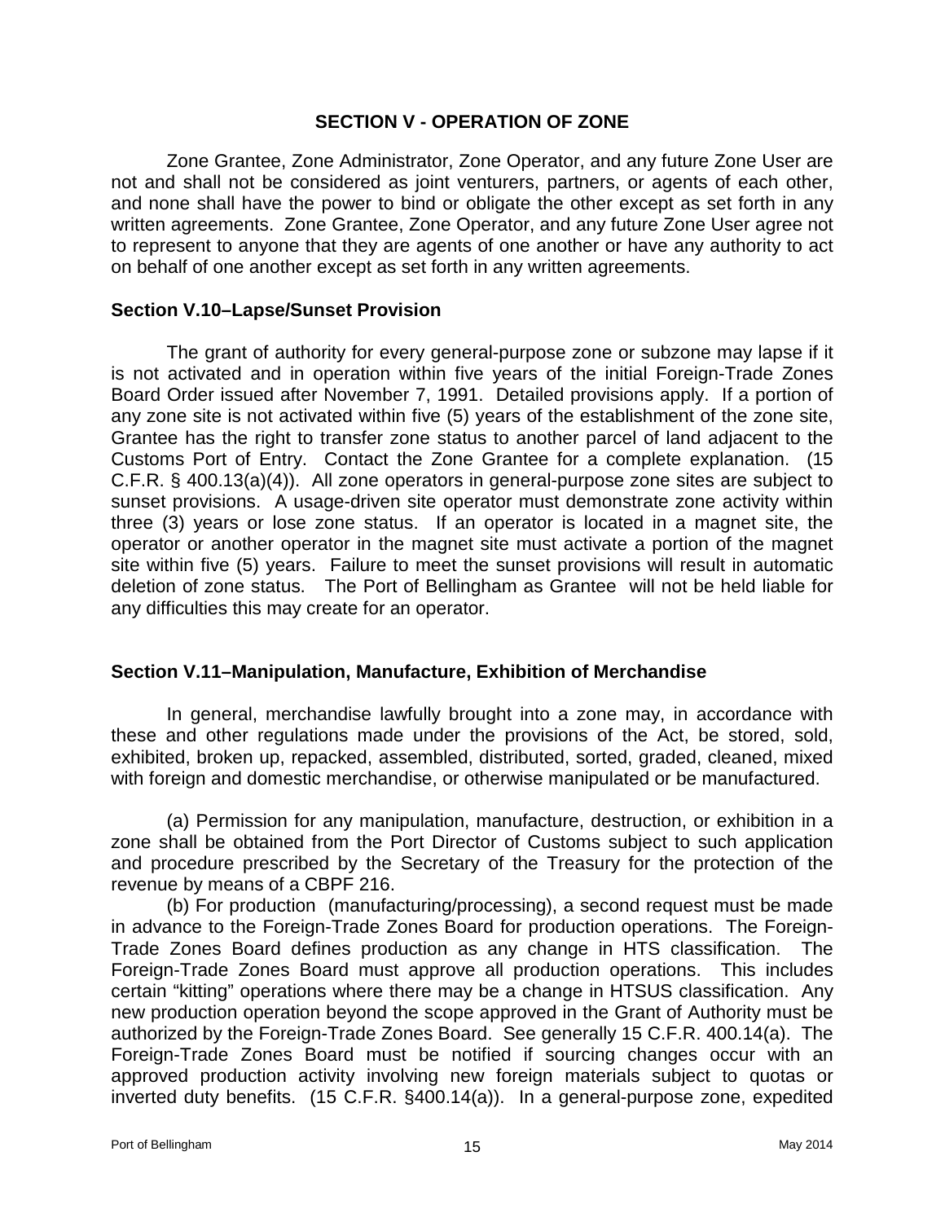## SECTION V - OPERATION OF ZONE

Zone Grantee, Zone Administrator, Zone Operator, and any future Zone User are not and shall not be considered as joint venturers, partners, or agents of each other, and none shall have the power to bind or obligate the other except as set forth in any written agreements. Zone Grantee, Zone Operator, and any future Zone User agree not to represent to anyone that they are agents of one another or have any authority to act on behalf of one another except as set forth in any written agreements.

### Section V.10–Lapse/Sunset Provision

The grant of authority for every general-purpose zone or subzone may lapse if it is not activated and in operation within five years of the initial Foreign-Trade Zones Board Order issued after November 7, 1991. Detailed provisions apply. If a portion of any zone site is not activated within five (5) years of the establishment of the zone site, Grantee has the right to transfer zone status to another parcel of land adjacent to the Customs Port of Entry. Contact the Zone Grantee for a complete explanation. (15 C.F.R. § 400.13(a)(4)). All zone operators in general-purpose zone sites are subject to sunset provisions. A usage-driven site operator must demonstrate zone activity within three (3) years or lose zone status. If an operator is located in a magnet site, the operator or another operator in the magnet site must activate a portion of the magnet site within five (5) years. Failure to meet the sunset provisions will result in automatic deletion of zone status. The Port of Bellingham as Grantee will not be held liable for any difficulties this may create for an operator.

### Section V.11–Manipulation, Manufacture, Exhibition of Merchandise

In general, merchandise lawfully brought into a zone may, in accordance with these and other regulations made under the provisions of the Act, be stored, sold, exhibited, broken up, repacked, assembled, distributed, sorted, graded, cleaned, mixed with foreign and domestic merchandise, or otherwise manipulated or be manufactured.

(a) Permission for any manipulation, manufacture, destruction, or exhibition in a zone shall be obtained from the Port Director of Customs subject to such application and procedure prescribed by the Secretary of the Treasury for the protection of the revenue by means of a CBPF 216.

(b) For production (manufacturing/processing), a second request must be made in advance to the Foreign-Trade Zones Board for production operations. The Foreign-Trade Zones Board defines production as any change in HTS classification. The Foreign-Trade Zones Board must approve all production operations. This includes certain "kitting" operations where there may be a change in HTSUS classification. Any new production operation beyond the scope approved in the Grant of Authority must be authorized by the Foreign-Trade Zones Board. See generally 15 C.F.R. 400.14(a). The Foreign-Trade Zones Board must be notified if sourcing changes occur with an approved production activity involving new foreign materials subject to quotas or inverted duty benefits. (15 C.F.R. §400.14(a)). In a general-purpose zone, expedited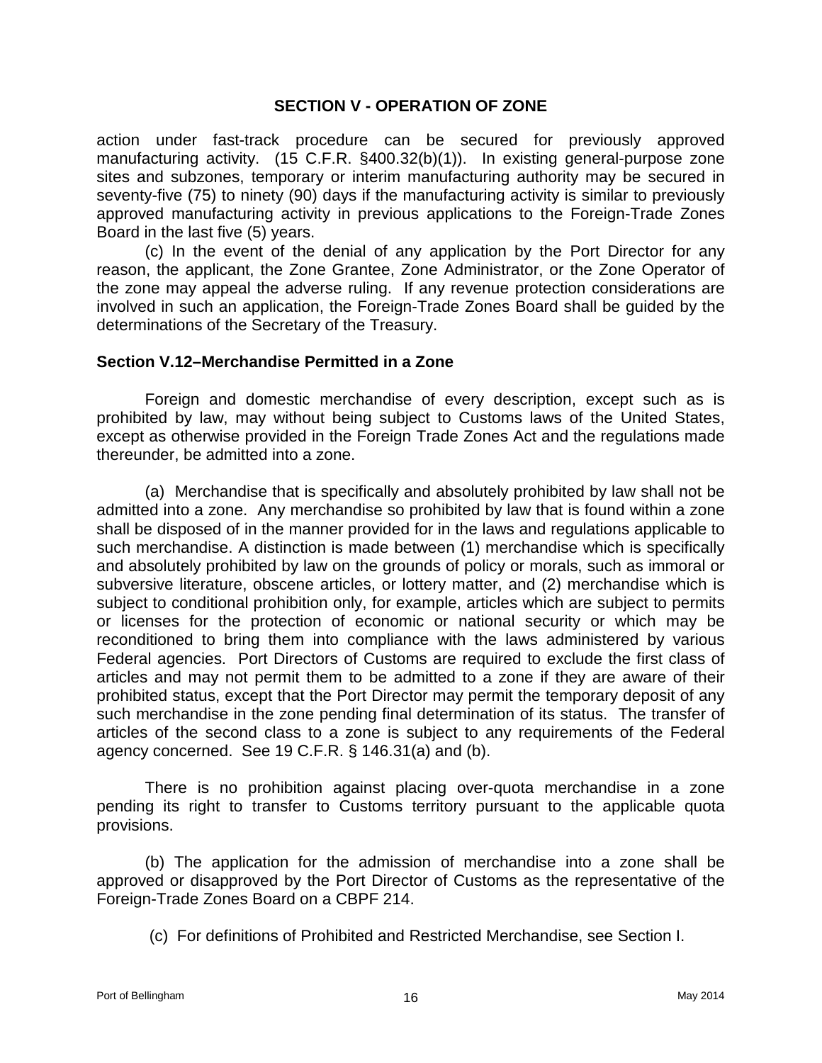action under fast-track procedure can be secured for previously approved manufacturing activity. (15 C.F.R. §400.32(b)(1)). In existing general-purpose zone sites and subzones, temporary or interim manufacturing authority may be secured in seventy-five (75) to ninety (90) days if the manufacturing activity is similar to previously approved manufacturing activity in previous applications to the Foreign-Trade Zones Board in the last five (5) years.

(c) In the event of the denial of any application by the Port Director for any reason, the applicant, the Zone Grantee, Zone Administrator, or the Zone Operator of the zone may appeal the adverse ruling. If any revenue protection considerations are involved in such an application, the Foreign-Trade Zones Board shall be guided by the determinations of the Secretary of the Treasury.

### Section V.12–Merchandise Permitted in a Zone

Foreign and domestic merchandise of every description, except such as is prohibited by law, may without being subject to Customs laws of the United States, except as otherwise provided in the Foreign Trade Zones Act and the regulations made thereunder, be admitted into a zone.

(a) Merchandise that is specifically and absolutely prohibited by law shall not be admitted into a zone. Any merchandise so prohibited by law that is found within a zone shall be disposed of in the manner provided for in the laws and regulations applicable to such merchandise. A distinction is made between (1) merchandise which is specifically and absolutely prohibited by law on the grounds of policy or morals, such as immoral or subversive literature, obscene articles, or lottery matter, and (2) merchandise which is subject to conditional prohibition only, for example, articles which are subject to permits or licenses for the protection of economic or national security or which may be reconditioned to bring them into compliance with the laws administered by various Federal agencies. Port Directors of Customs are required to exclude the first class of articles and may not permit them to be admitted to a zone if they are aware of their prohibited status, except that the Port Director may permit the temporary deposit of any such merchandise in the zone pending final determination of its status. The transfer of articles of the second class to a zone is subject to any requirements of the Federal agency concerned. See 19 C.F.R. § 146.31(a) and (b).

There is no prohibition against placing over-quota merchandise in a zone pending its right to transfer to Customs territory pursuant to the applicable quota provisions.

(b) The application for the admission of merchandise into a zone shall be approved or disapproved by the Port Director of Customs as the representative of the Foreign-Trade Zones Board on a CBPF 214.

(c) For definitions of Prohibited and Restricted Merchandise, see Section I.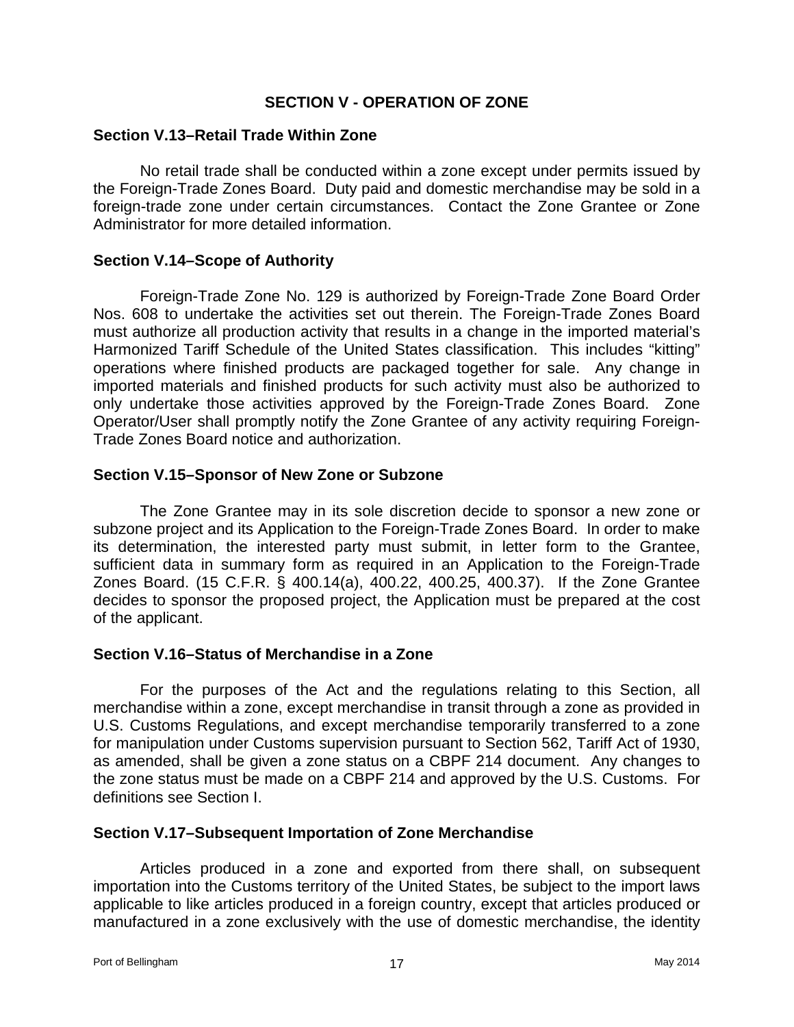## SECTION V - OPERATION OF ZONE

### Section V.13–Retail Trade Within Zone

No retail trade shall be conducted within a zone except under permits issued by the Foreign-Trade Zones Board. Duty paid and domestic merchandise may be sold in a foreign-trade zone under certain circumstances. Contact the Zone Grantee or Zone Administrator for more detailed information.

### Section V.14–Scope of Authority

Foreign-Trade Zone No. 129 is authorized by Foreign-Trade Zone Board Order Nos. 608 to undertake the activities set out therein. The Foreign-Trade Zones Board must authorize all production activity that results in a change in the imported material's Harmonized Tariff Schedule of the United States classification. This includes "kitting" operations where finished products are packaged together for sale. Any change in imported materials and finished products for such activity must also be authorized to only undertake those activities approved by the Foreign-Trade Zones Board. Zone Operator/User shall promptly notify the Zone Grantee of any activity requiring Foreign-Trade Zones Board notice and authorization.

### Section V.15–Sponsor of New Zone or Subzone

The Zone Grantee may in its sole discretion decide to sponsor a new zone or subzone project and its Application to the Foreign-Trade Zones Board. In order to make its determination, the interested party must submit, in letter form to the Grantee, sufficient data in summary form as required in an Application to the Foreign-Trade Zones Board. (15 C.F.R. § 400.14(a), 400.22, 400.25, 400.37). If the Zone Grantee decides to sponsor the proposed project, the Application must be prepared at the cost of the applicant.

### Section V.16–Status of Merchandise in a Zone

For the purposes of the Act and the regulations relating to this Section, all merchandise within a zone, except merchandise in transit through a zone as provided in U.S. Customs Regulations, and except merchandise temporarily transferred to a zone for manipulation under Customs supervision pursuant to Section 562, Tariff Act of 1930, as amended, shall be given a zone status on a CBPF 214 document. Any changes to the zone status must be made on a CBPF 214 and approved by the U.S. Customs. For definitions see Section I.

### Section V.17–Subsequent Importation of Zone Merchandise

Articles produced in a zone and exported from there shall, on subsequent importation into the Customs territory of the United States, be subject to the import laws applicable to like articles produced in a foreign country, except that articles produced or manufactured in a zone exclusively with the use of domestic merchandise, the identity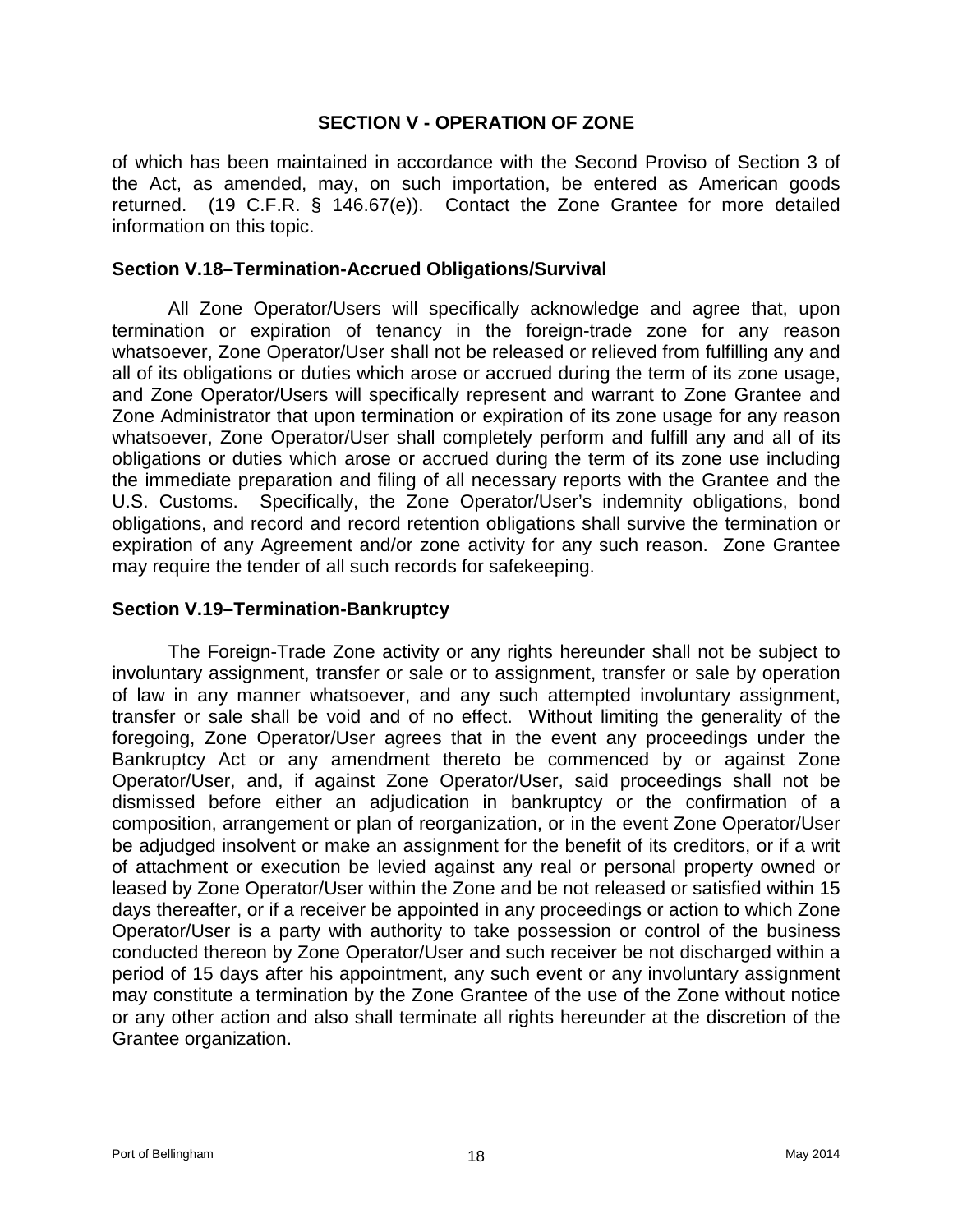of which has been maintained in accordance with the Second Proviso of Section 3 of the Act, as amended, may, on such importation, be entered as American goods returned. (19 C.F.R. § 146.67(e)). Contact the Zone Grantee for more detailed information on this topic.

### Section V.18–Termination-Accrued Obligations/Survival

All Zone Operator/Users will specifically acknowledge and agree that, upon termination or expiration of tenancy in the foreign-trade zone for any reason whatsoever, Zone Operator/User shall not be released or relieved from fulfilling any and all of its obligations or duties which arose or accrued during the term of its zone usage, and Zone Operator/Users will specifically represent and warrant to Zone Grantee and Zone Administrator that upon termination or expiration of its zone usage for any reason whatsoever, Zone Operator/User shall completely perform and fulfill any and all of its obligations or duties which arose or accrued during the term of its zone use including the immediate preparation and filing of all necessary reports with the Grantee and the U.S. Customs. Specifically, the Zone Operator/User's indemnity obligations, bond obligations, and record and record retention obligations shall survive the termination or expiration of any Agreement and/or zone activity for any such reason. Zone Grantee may require the tender of all such records for safekeeping.

### Section V.19–Termination-Bankruptcy

The Foreign-Trade Zone activity or any rights hereunder shall not be subject to involuntary assignment, transfer or sale or to assignment, transfer or sale by operation of law in any manner whatsoever, and any such attempted involuntary assignment, transfer or sale shall be void and of no effect. Without limiting the generality of the foregoing, Zone Operator/User agrees that in the event any proceedings under the Bankruptcy Act or any amendment thereto be commenced by or against Zone Operator/User, and, if against Zone Operator/User, said proceedings shall not be dismissed before either an adjudication in bankruptcy or the confirmation of a composition, arrangement or plan of reorganization, or in the event Zone Operator/User be adjudged insolvent or make an assignment for the benefit of its creditors, or if a writ of attachment or execution be levied against any real or personal property owned or leased by Zone Operator/User within the Zone and be not released or satisfied within 15 days thereafter, or if a receiver be appointed in any proceedings or action to which Zone Operator/User is a party with authority to take possession or control of the business conducted thereon by Zone Operator/User and such receiver be not discharged within a period of 15 days after his appointment, any such event or any involuntary assignment may constitute a termination by the Zone Grantee of the use of the Zone without notice or any other action and also shall terminate all rights hereunder at the discretion of the Grantee organization.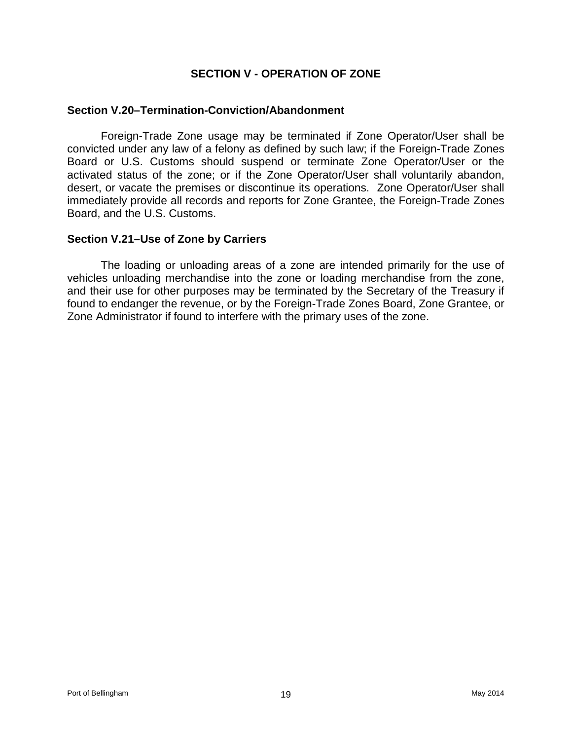## SECTION V - OPERATION OF ZONE

### Section V.20–Termination-Conviction/Abandonment

Foreign-Trade Zone usage may be terminated if Zone Operator/User shall be convicted under any law of a felony as defined by such law; if the Foreign-Trade Zones Board or U.S. Customs should suspend or terminate Zone Operator/User or the activated status of the zone; or if the Zone Operator/User shall voluntarily abandon, desert, or vacate the premises or discontinue its operations. Zone Operator/User shall immediately provide all records and reports for Zone Grantee, the Foreign-Trade Zones Board, and the U.S. Customs.

### Section V.21–Use of Zone by Carriers

The loading or unloading areas of a zone are intended primarily for the use of vehicles unloading merchandise into the zone or loading merchandise from the zone, and their use for other purposes may be terminated by the Secretary of the Treasury if found to endanger the revenue, or by the Foreign-Trade Zones Board, Zone Grantee, or Zone Administrator if found to interfere with the primary uses of the zone.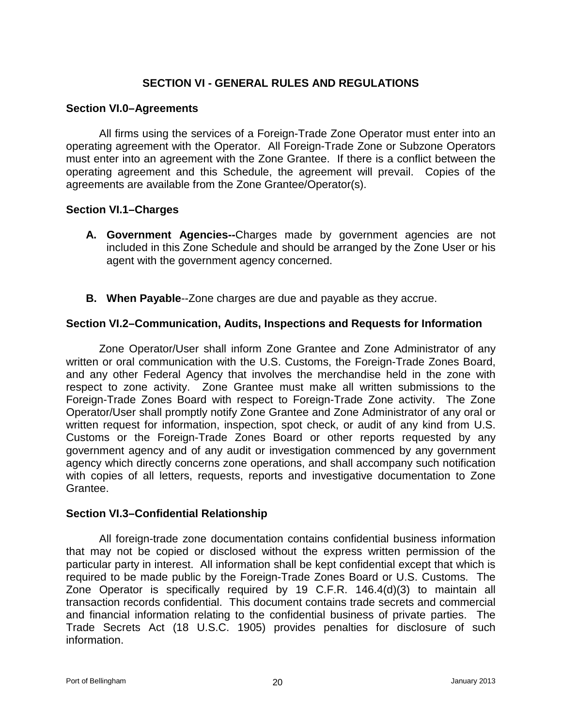# SECTION VI - GENERAL RULES AND REGULATIONS

## Section VI.0–Agreements

All firms using the services of a Foreign-Trade Zone Operator must enter into an operating agreement with the Operator. All Foreign-Trade Zone or Subzone Operators must enter into an agreement with the Zone Grantee. If there is a conflict between the operating agreement and this Schedule, the agreement will prevail. Copies of the agreements are available from the Zone Grantee/Operator(s).

## Section VI.1–Charges

**A. Government Agencies--**Charges made by government agencies are not included in this Zone Schedule and should be arranged by the Zone User or his agent with the government agency concerned.

**B. When Payable**--Zone charges are due and payable as they accrue.

## Section VI.2–Communication, Audits, Inspections and Requests for Information

Zone Operator/User shall inform Zone Grantee and Zone Administrator of any written or oral communication with the U.S. Customs, the Foreign-Trade Zones Board, and any other Federal Agency that involves the merchandise held in the zone with respect to zone activity. Zone Grantee must make all written submissions to the Foreign-Trade Zones Board with respect to Foreign-Trade Zone activity. The Zone Operator/User shall promptly notify Zone Grantee and Zone Administrator of any oral or written request for information, inspection, spot check, or audit of any kind from U.S. Customs or the Foreign-Trade Zones Board or other reports requested by any government agency and of any audit or investigation commenced by any government agency which directly concerns zone operations, and shall accompany such notification with copies of all letters, requests, reports and investigative documentation to Zone Grantee.

## Section VI.3–Confidential Relationship

All foreign-trade zone documentation contains confidential business information that may not be copied or disclosed without the express written permission of the particular party in interest. All information shall be kept confidential except that which is required to be made public by the Foreign-Trade Zones Board or U.S. Customs. The Zone Operator is specifically required by 19 C.F.R. 146.4(d)(3) to maintain all transaction records confidential. This document contains trade secrets and commercial and financial information relating to the confidential business of private parties. The Trade Secrets Act (18 U.S.C. 1905) provides penalties for disclosure of such information.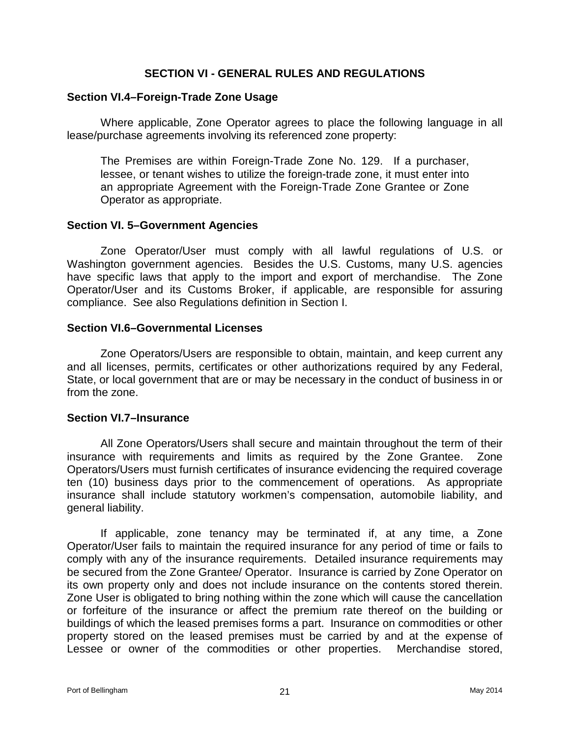## SECTION VI - GENERAL RULES AND REGULATIONS

### Section VI.4–Foreign-Trade Zone Usage

Where applicable, Zone Operator agrees to place the following language in all lease/purchase agreements involving its referenced zone property:

> The Premises are within Foreign-Trade Zone No. 129. If a purchaser, lessee, or tenant wishes to utilize the foreign-trade zone, it must enter into an appropriate Agreement with the Foreign-Trade Zone Grantee or Zone Operator as appropriate.

### Section VI. 5–Government Agencies

Zone Operator/User must comply with all lawful regulations of U.S. or Washington government agencies. Besides the U.S. Customs, many U.S. agencies have specific laws that apply to the import and export of merchandise. The Zone Operator/User and its Customs Broker, if applicable, are responsible for assuring compliance. See also Regulations definition in Section I.

### Section VI.6–Governmental Licenses

Zone Operators/Users are responsible to obtain, maintain, and keep current any and all licenses, permits, certificates or other authorizations required by any Federal, State, or local government that are or may be necessary in the conduct of business in or from the zone.

### Section VI.7–Insurance

All Zone Operators/Users shall secure and maintain throughout the term of their insurance with requirements and limits as required by the Zone Grantee. Zone Operators/Users must furnish certificates of insurance evidencing the required coverage ten (10) business days prior to the commencement of operations. As appropriate insurance shall include statutory workmen's compensation, automobile liability, and general liability.

If applicable, zone tenancy may be terminated if, at any time, a Zone Operator/User fails to maintain the required insurance for any period of time or fails to comply with any of the insurance requirements. Detailed insurance requirements may be secured from the Zone Grantee/ Operator. Insurance is carried by Zone Operator on its own property only and does not include insurance on the contents stored therein. Zone User is obligated to bring nothing within the zone which will cause the cancellation or forfeiture of the insurance or affect the premium rate thereof on the building or buildings of which the leased premises forms a part. Insurance on commodities or other property stored on the leased premises must be carried by and at the expense of Lessee or owner of the commodities or other properties. Merchandise stored,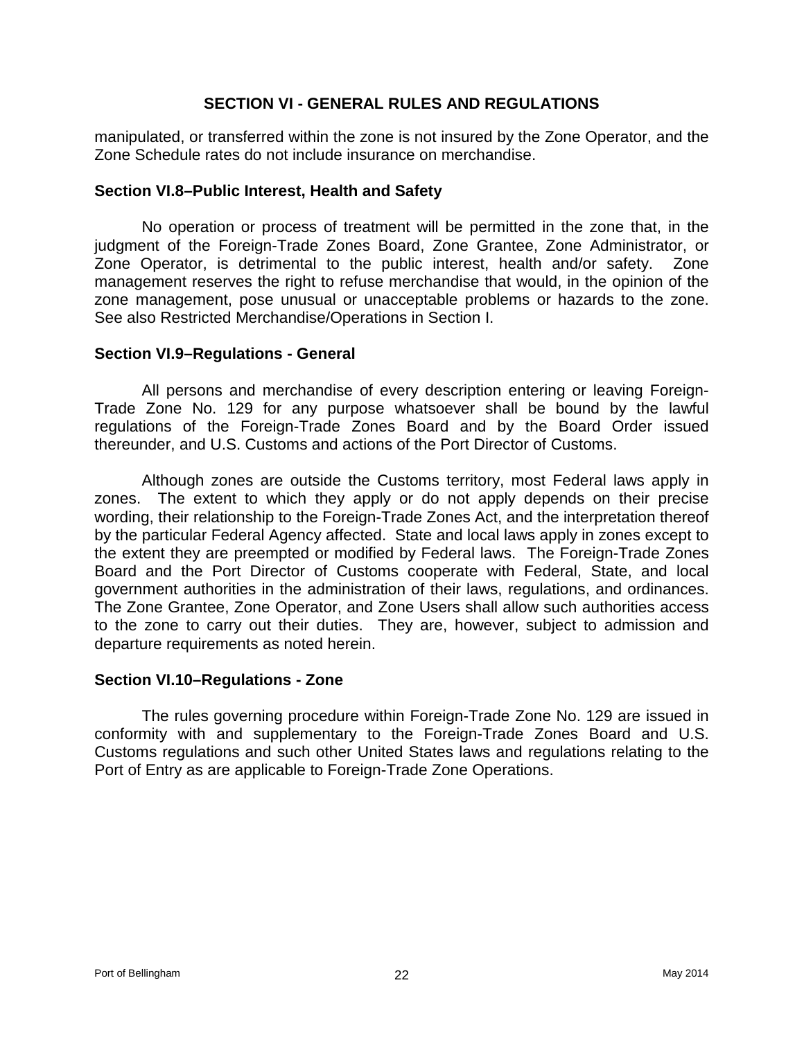manipulated, or transferred within the zone is not insured by the Zone Operator, and the Zone Schedule rates do not include insurance on merchandise.

### Section VI.8–Public Interest, Health and Safety

No operation or process of treatment will be permitted in the zone that, in the judgment of the Foreign-Trade Zones Board, Zone Grantee, Zone Administrator, or Zone Operator, is detrimental to the public interest, health and/or safety. Zone management reserves the right to refuse merchandise that would, in the opinion of the zone management, pose unusual or unacceptable problems or hazards to the zone. See also Restricted Merchandise/Operations in Section I.

### Section VI.9–Regulations - General

All persons and merchandise of every description entering or leaving Foreign-Trade Zone No. 129 for any purpose whatsoever shall be bound by the lawful regulations of the Foreign-Trade Zones Board and by the Board Order issued thereunder, and U.S. Customs and actions of the Port Director of Customs.

Although zones are outside the Customs territory, most Federal laws apply in zones. The extent to which they apply or do not apply depends on their precise wording, their relationship to the Foreign-Trade Zones Act, and the interpretation thereof by the particular Federal Agency affected. State and local laws apply in zones except to the extent they are preempted or modified by Federal laws. The Foreign-Trade Zones Board and the Port Director of Customs cooperate with Federal, State, and local government authorities in the administration of their laws, regulations, and ordinances. The Zone Grantee, Zone Operator, and Zone Users shall allow such authorities access to the zone to carry out their duties. They are, however, subject to admission and departure requirements as noted herein.

### Section VI.10–Regulations - Zone

The rules governing procedure within Foreign-Trade Zone No. 129 are issued in conformity with and supplementary to the Foreign-Trade Zones Board and U.S. Customs regulations and such other United States laws and regulations relating to the Port of Entry as are applicable to Foreign-Trade Zone Operations.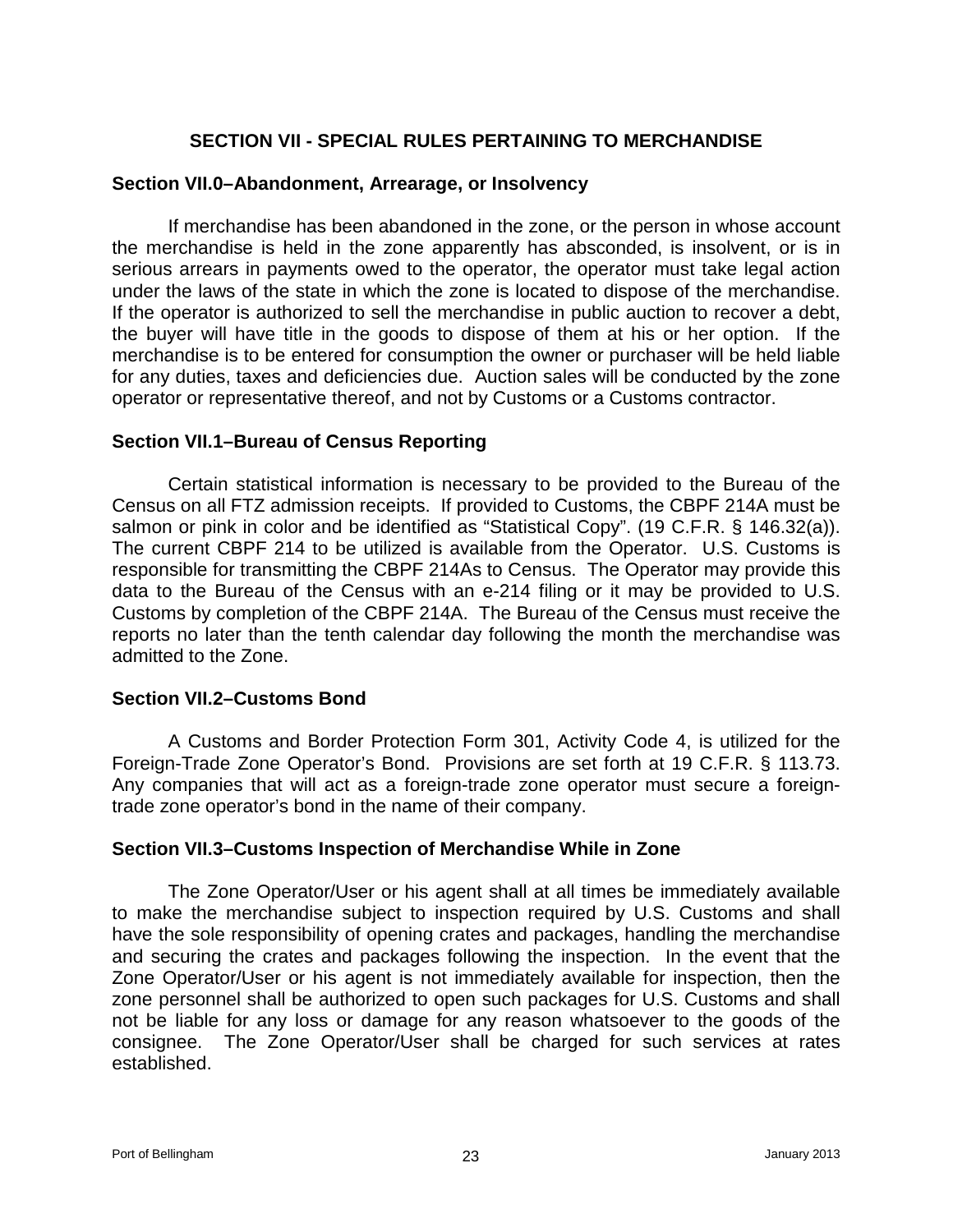## SECTION VII - SPECIAL RULES PERTAINING TO MERCHANDISE

### Section VII.0–Abandonment, Arrearage, or Insolvency

If merchandise has been abandoned in the zone, or the person in whose account the merchandise is held in the zone apparently has absconded, is insolvent, or is in serious arrears in payments owed to the operator, the operator must take legal action under the laws of the state in which the zone is located to dispose of the merchandise. If the operator is authorized to sell the merchandise in public auction to recover a debt, the buyer will have title in the goods to dispose of them at his or her option. If the merchandise is to be entered for consumption the owner or purchaser will be held liable for any duties, taxes and deficiencies due. Auction sales will be conducted by the zone operator or representative thereof, and not by Customs or a Customs contractor.

### Section VII.1–Bureau of Census Reporting

Certain statistical information is necessary to be provided to the Bureau of the Census on all FTZ admission receipts. If provided to Customs, the CBPF 214A must be salmon or pink in color and be identified as "Statistical Copy". (19 C.F.R. § 146.32(a)). The current CBPF 214 to be utilized is available from the Operator. U.S. Customs is responsible for transmitting the CBPF 214As to Census. The Operator may provide this data to the Bureau of the Census with an e-214 filing or it may be provided to U.S. Customs by completion of the CBPF 214A. The Bureau of the Census must receive the reports no later than the tenth calendar day following the month the merchandise was admitted to the Zone.

### Section VII.2–Customs Bond

A Customs and Border Protection Form 301, Activity Code 4, is utilized for the Foreign-Trade Zone Operator's Bond. Provisions are set forth at 19 C.F.R. § 113.73. Any companies that will act as a foreign-trade zone operator must secure a foreign-trade zone operator's bond in the name of their company.

### Section VII.3–Customs Inspection of Merchandise While in Zone

The Zone Operator/User or his agent shall at all times be immediately available to make the merchandise subject to inspection required by U.S. Customs and shall have the sole responsibility of opening crates and packages, handling the merchandise and securing the crates and packages following the inspection. In the event that the Zone Operator/User or his agent is not immediately available for inspection, then the zone personnel shall be authorized to open such packages for U.S. Customs and shall not be liable for any loss or damage for any reason whatsoever to the goods of the consignee. The Zone Operator/User shall be charged for such services at rates established.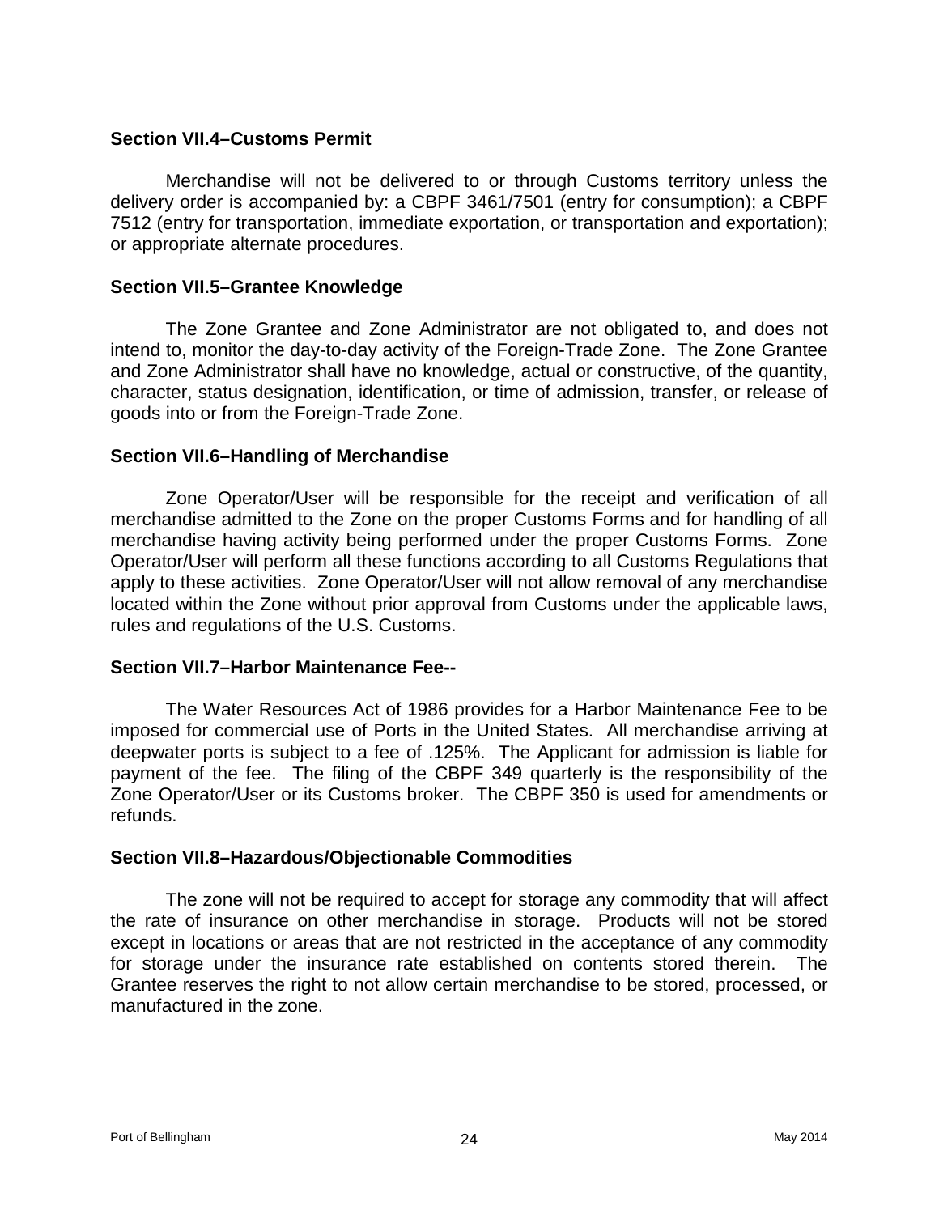### Section VII.4–Customs Permit

Merchandise will not be delivered to or through Customs territory unless the delivery order is accompanied by: a CBPF 3461/7501 (entry for consumption); a CBPF 7512 (entry for transportation, immediate exportation, or transportation and exportation); or appropriate alternate procedures.

### Section VII.5–Grantee Knowledge

The Zone Grantee and Zone Administrator are not obligated to, and does not intend to, monitor the day-to-day activity of the Foreign-Trade Zone. The Zone Grantee and Zone Administrator shall have no knowledge, actual or constructive, of the quantity, character, status designation, identification, or time of admission, transfer, or release of goods into or from the Foreign-Trade Zone.

### Section VII.6–Handling of Merchandise

Zone Operator/User will be responsible for the receipt and verification of all merchandise admitted to the Zone on the proper Customs Forms and for handling of all merchandise having activity being performed under the proper Customs Forms. Zone Operator/User will perform all these functions according to all Customs Regulations that apply to these activities. Zone Operator/User will not allow removal of any merchandise located within the Zone without prior approval from Customs under the applicable laws, rules and regulations of the U.S. Customs.

### Section VII.7–Harbor Maintenance Fee--

The Water Resources Act of 1986 provides for a Harbor Maintenance Fee to be imposed for commercial use of Ports in the United States. All merchandise arriving at deepwater ports is subject to a fee of .125%. The Applicant for admission is liable for payment of the fee. The filing of the CBPF 349 quarterly is the responsibility of the Zone Operator/User or its Customs broker. The CBPF 350 is used for amendments or refunds.

### Section VII.8–Hazardous/Objectionable Commodities

The zone will not be required to accept for storage any commodity that will affect the rate of insurance on other merchandise in storage. Products will not be stored except in locations or areas that are not restricted in the acceptance of any commodity for storage under the insurance rate established on contents stored therein. The Grantee reserves the right to not allow certain merchandise to be stored, processed, or manufactured in the zone.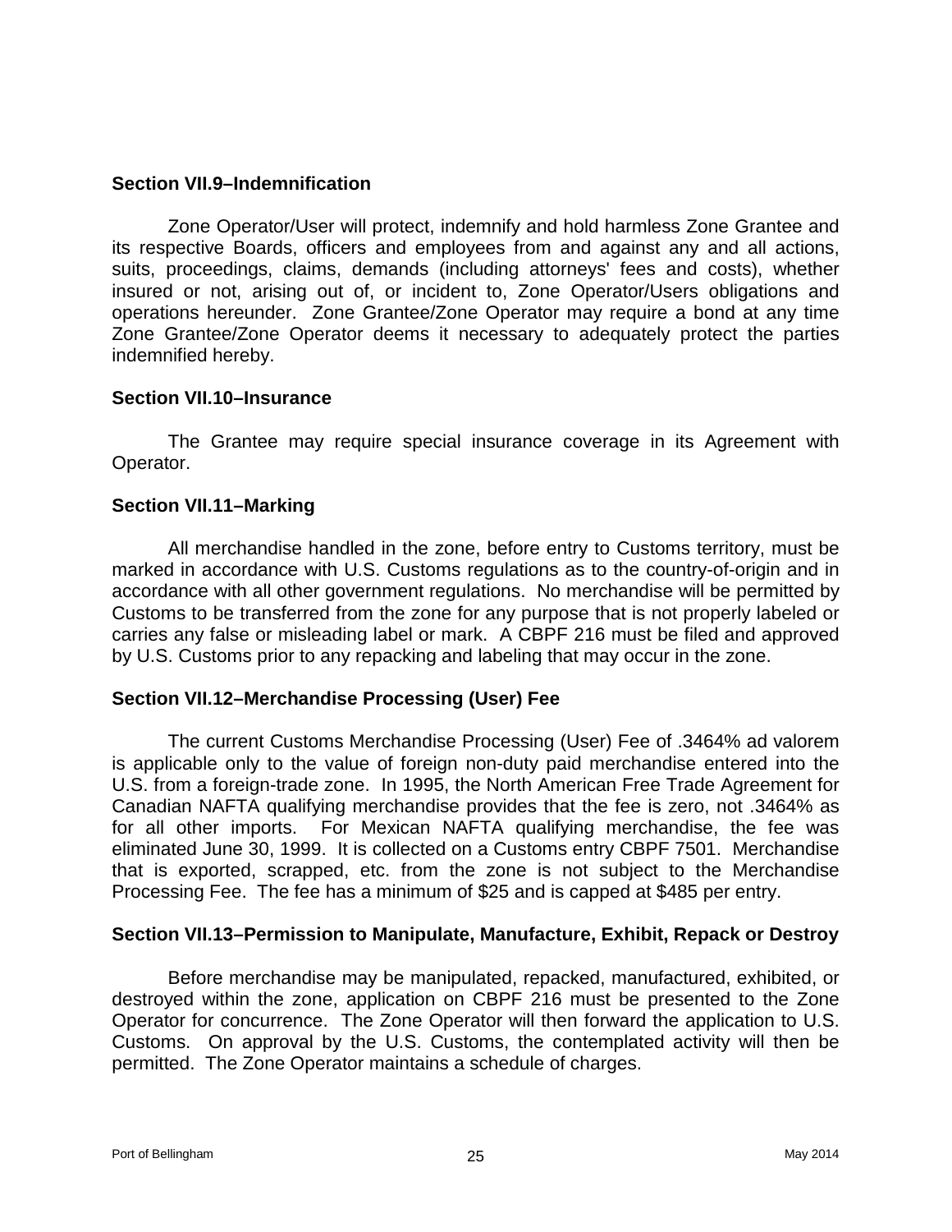### Section VII.9–Indemnification

Zone Operator/User will protect, indemnify and hold harmless Zone Grantee and its respective Boards, officers and employees from and against any and all actions, suits, proceedings, claims, demands (including attorneys' fees and costs), whether insured or not, arising out of, or incident to, Zone Operator/Users obligations and operations hereunder. Zone Grantee/Zone Operator may require a bond at any time Zone Grantee/Zone Operator deems it necessary to adequately protect the parties indemnified hereby.

### Section VII.10–Insurance

The Grantee may require special insurance coverage in its Agreement with Operator.

### Section VII.11–Marking

All merchandise handled in the zone, before entry to Customs territory, must be marked in accordance with U.S. Customs regulations as to the country-of-origin and in accordance with all other government regulations. No merchandise will be permitted by Customs to be transferred from the zone for any purpose that is not properly labeled or carries any false or misleading label or mark. A CBPF 216 must be filed and approved by U.S. Customs prior to any repacking and labeling that may occur in the zone.

### Section VII.12–Merchandise Processing (User) Fee

The current Customs Merchandise Processing (User) Fee of .3464% ad valorem is applicable only to the value of foreign non-duty paid merchandise entered into the U.S. from a foreign-trade zone. In 1995, the North American Free Trade Agreement for Canadian NAFTA qualifying merchandise provides that the fee is zero, not .3464% as for all other imports. For Mexican NAFTA qualifying merchandise, the fee was eliminated June 30, 1999. It is collected on a Customs entry CBPF 7501. Merchandise that is exported, scrapped, etc. from the zone is not subject to the Merchandise Processing Fee. The fee has a minimum of $25 and is capped at $485 per entry.

### Section VII.13–Permission to Manipulate, Manufacture, Exhibit, Repack or Destroy

Before merchandise may be manipulated, repacked, manufactured, exhibited, or destroyed within the zone, application on CBPF 216 must be presented to the Zone Operator for concurrence. The Zone Operator will then forward the application to U.S. Customs. On approval by the U.S. Customs, the contemplated activity will then be permitted. The Zone Operator maintains a schedule of charges.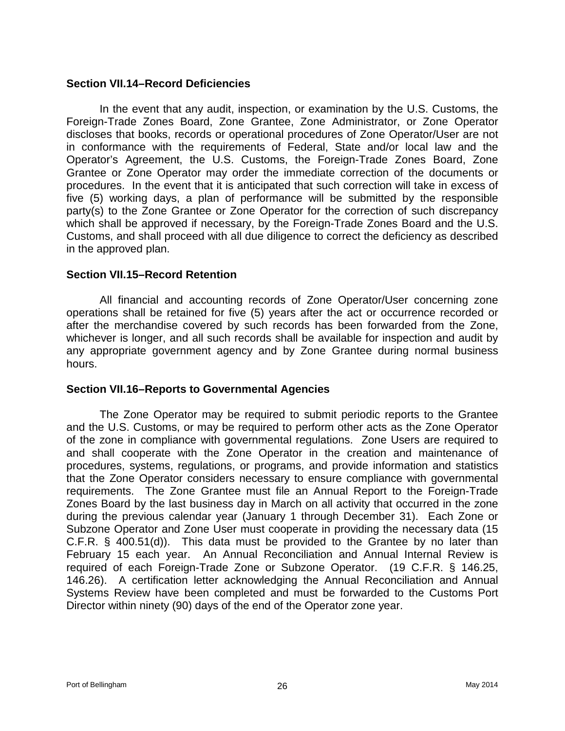### Section VII.14–Record Deficiencies

In the event that any audit, inspection, or examination by the U.S. Customs, the Foreign-Trade Zones Board, Zone Grantee, Zone Administrator, or Zone Operator discloses that books, records or operational procedures of Zone Operator/User are not in conformance with the requirements of Federal, State and/or local law and the Operator's Agreement, the U.S. Customs, the Foreign-Trade Zones Board, Zone Grantee or Zone Operator may order the immediate correction of the documents or procedures. In the event that it is anticipated that such correction will take in excess of five (5) working days, a plan of performance will be submitted by the responsible party(s) to the Zone Grantee or Zone Operator for the correction of such discrepancy which shall be approved if necessary, by the Foreign-Trade Zones Board and the U.S. Customs, and shall proceed with all due diligence to correct the deficiency as described in the approved plan.

### Section VII.15–Record Retention

All financial and accounting records of Zone Operator/User concerning zone operations shall be retained for five (5) years after the act or occurrence recorded or after the merchandise covered by such records has been forwarded from the Zone, whichever is longer, and all such records shall be available for inspection and audit by any appropriate government agency and by Zone Grantee during normal business hours.

### Section VII.16–Reports to Governmental Agencies

The Zone Operator may be required to submit periodic reports to the Grantee and the U.S. Customs, or may be required to perform other acts as the Zone Operator of the zone in compliance with governmental regulations. Zone Users are required to and shall cooperate with the Zone Operator in the creation and maintenance of procedures, systems, regulations, or programs, and provide information and statistics that the Zone Operator considers necessary to ensure compliance with governmental requirements. The Zone Grantee must file an Annual Report to the Foreign-Trade Zones Board by the last business day in March on all activity that occurred in the zone during the previous calendar year (January 1 through December 31). Each Zone or Subzone Operator and Zone User must cooperate in providing the necessary data (15 C.F.R. § 400.51(d)). This data must be provided to the Grantee by no later than February 15 each year. An Annual Reconciliation and Annual Internal Review is required of each Foreign-Trade Zone or Subzone Operator. (19 C.F.R. § 146.25, 146.26). A certification letter acknowledging the Annual Reconciliation and Annual Systems Review have been completed and must be forwarded to the Customs Port Director within ninety (90) days of the end of the Operator zone year.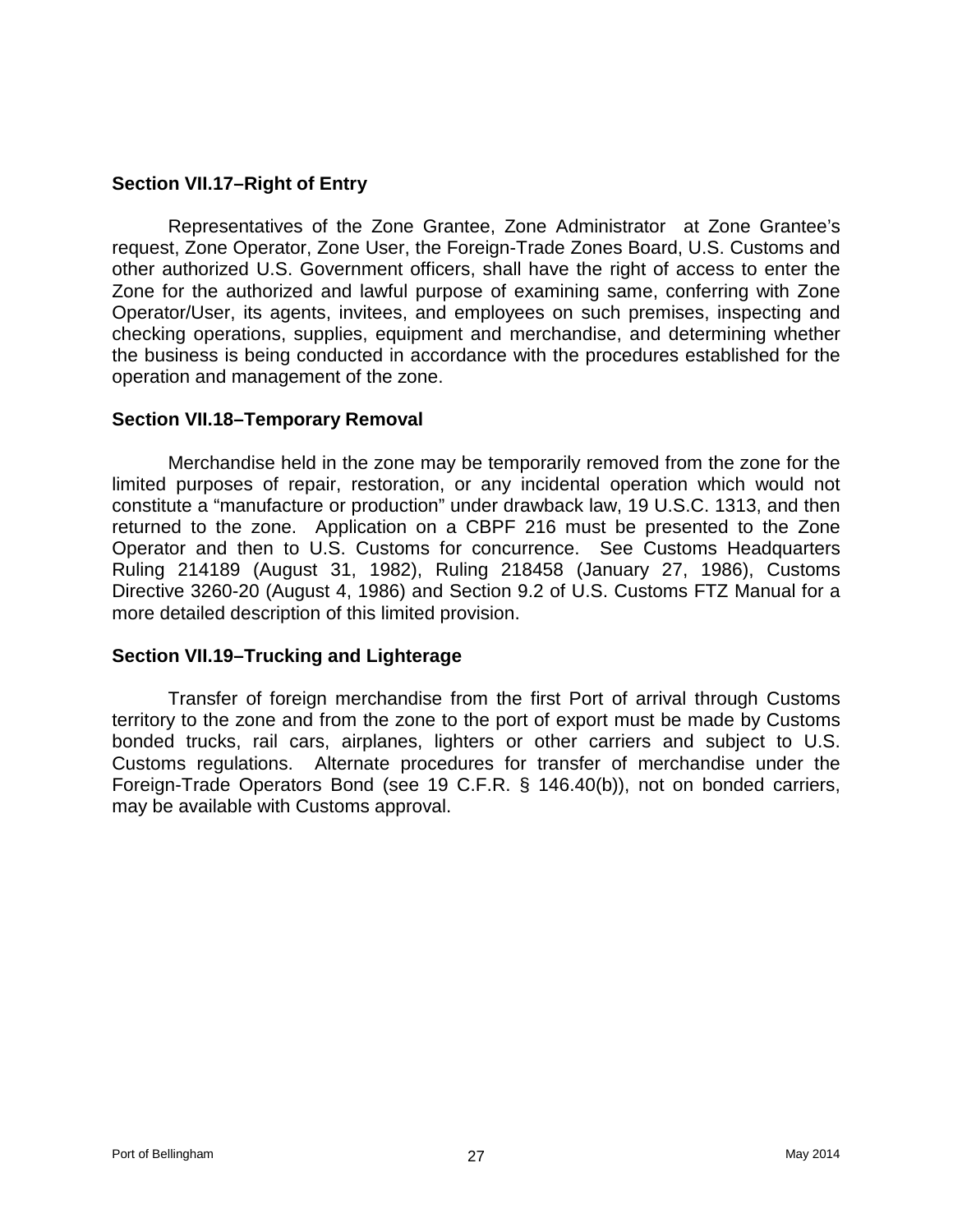### Section VII.17–Right of Entry

Representatives of the Zone Grantee, Zone Administrator at Zone Grantee's request, Zone Operator, Zone User, the Foreign-Trade Zones Board, U.S. Customs and other authorized U.S. Government officers, shall have the right of access to enter the Zone for the authorized and lawful purpose of examining same, conferring with Zone Operator/User, its agents, invitees, and employees on such premises, inspecting and checking operations, supplies, equipment and merchandise, and determining whether the business is being conducted in accordance with the procedures established for the operation and management of the zone.

### Section VII.18–Temporary Removal

Merchandise held in the zone may be temporarily removed from the zone for the limited purposes of repair, restoration, or any incidental operation which would not constitute a "manufacture or production" under drawback law, 19 U.S.C. 1313, and then returned to the zone. Application on a CBPF 216 must be presented to the Zone Operator and then to U.S. Customs for concurrence. See Customs Headquarters Ruling 214189 (August 31, 1982), Ruling 218458 (January 27, 1986), Customs Directive 3260-20 (August 4, 1986) and Section 9.2 of U.S. Customs FTZ Manual for a more detailed description of this limited provision.

### Section VII.19–Trucking and Lighterage

Transfer of foreign merchandise from the first Port of arrival through Customs territory to the zone and from the zone to the port of export must be made by Customs bonded trucks, rail cars, airplanes, lighters or other carriers and subject to U.S. Customs regulations. Alternate procedures for transfer of merchandise under the Foreign-Trade Operators Bond (see 19 C.F.R. § 146.40(b)), not on bonded carriers, may be available with Customs approval.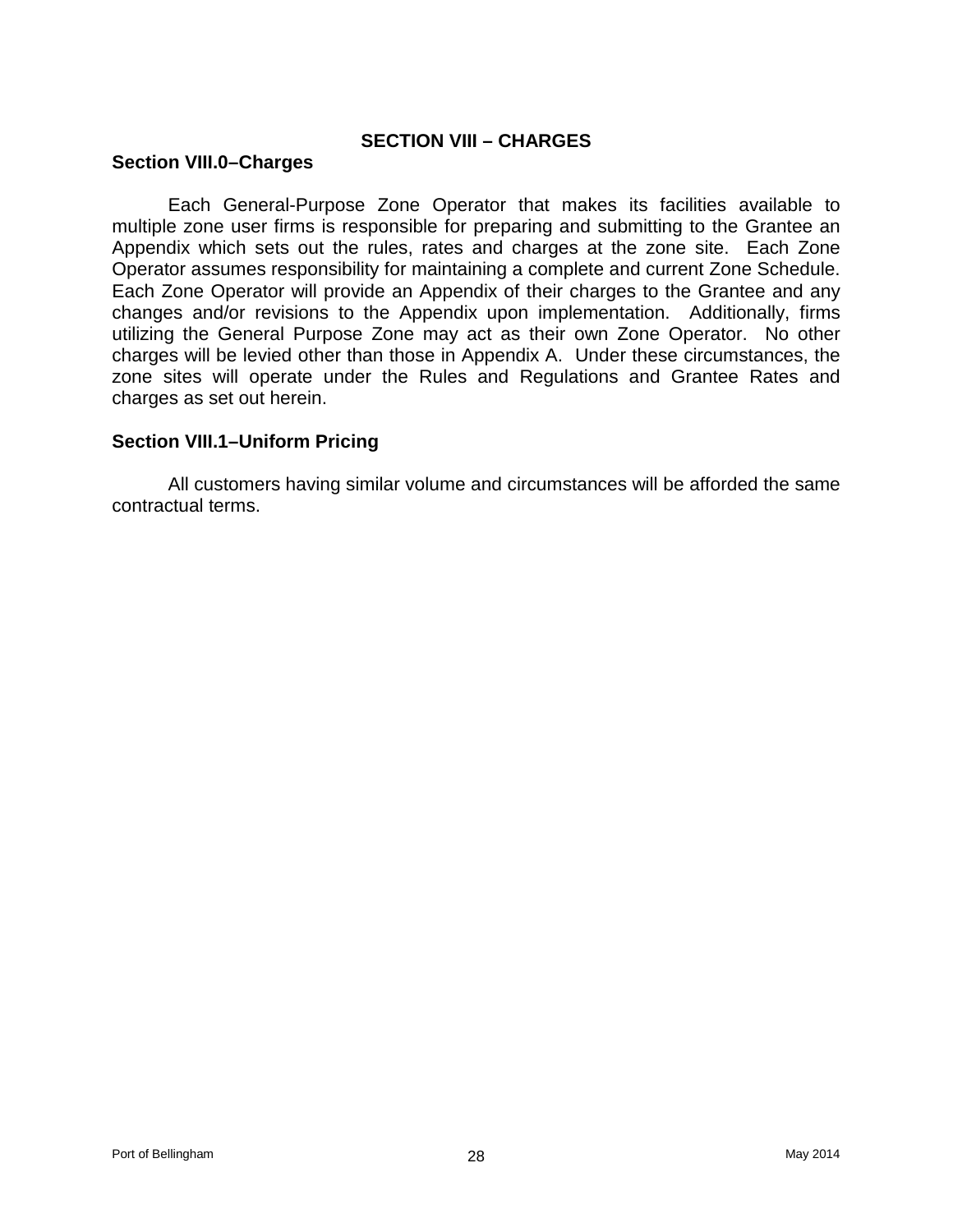## SECTION VIII – CHARGES

### Section VIII.0–Charges

Each General-Purpose Zone Operator that makes its facilities available to multiple zone user firms is responsible for preparing and submitting to the Grantee an Appendix which sets out the rules, rates and charges at the zone site. Each Zone Operator assumes responsibility for maintaining a complete and current Zone Schedule. Each Zone Operator will provide an Appendix of their charges to the Grantee and any changes and/or revisions to the Appendix upon implementation. Additionally, firms utilizing the General Purpose Zone may act as their own Zone Operator. No other charges will be levied other than those in Appendix A. Under these circumstances, the zone sites will operate under the Rules and Regulations and Grantee Rates and charges as set out herein.

### Section VIII.1–Uniform Pricing

All customers having similar volume and circumstances will be afforded the same contractual terms.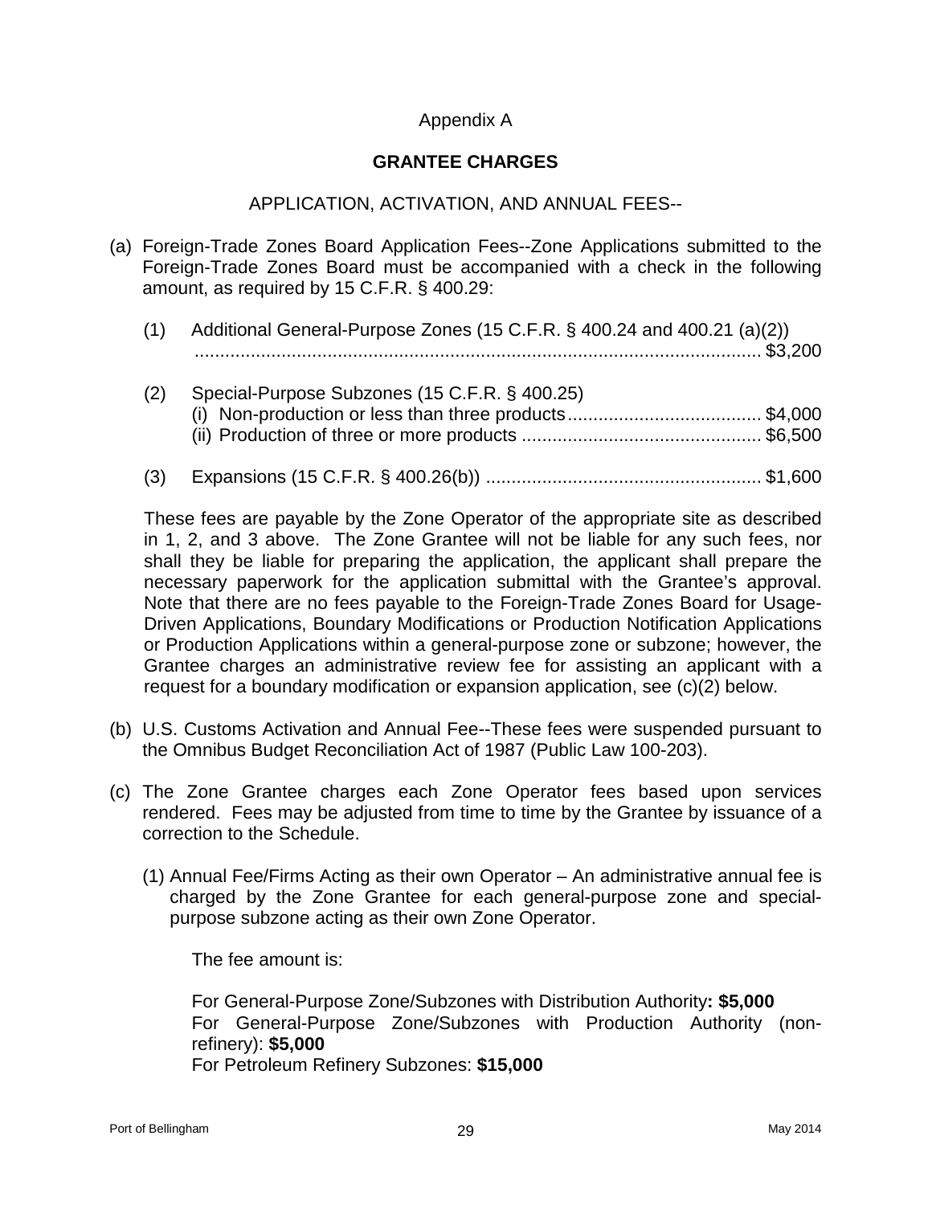Appendix A

## GRANTEE CHARGES

APPLICATION, ACTIVATION, AND ANNUAL FEES--

(a) Foreign-Trade Zones Board Application Fees--Zone Applications submitted to the Foreign-Trade Zones Board must be accompanied with a check in the following amount, as required by 15 C.F.R. § 400.29:

(1) Additional General-Purpose Zones (15 C.F.R. § 400.24 and 400.21 (a)(2)) ............................................................................................................. $3,200

(2) Special-Purpose Subzones (15 C.F.R. § 400.25)
(i) Non-production or less than three products...................................... $4,000
(ii) Production of three or more products .............................................. $6,500

(3) Expansions (15 C.F.R. § 400.26(b)) ..................................................... $1,600

These fees are payable by the Zone Operator of the appropriate site as described in 1, 2, and 3 above. The Zone Grantee will not be liable for any such fees, nor shall they be liable for preparing the application, the applicant shall prepare the necessary paperwork for the application submittal with the Grantee's approval. Note that there are no fees payable to the Foreign-Trade Zones Board for Usage-Driven Applications, Boundary Modifications or Production Notification Applications or Production Applications within a general-purpose zone or subzone; however, the Grantee charges an administrative review fee for assisting an applicant with a request for a boundary modification or expansion application, see (c)(2) below.

(b) U.S. Customs Activation and Annual Fee--These fees were suspended pursuant to the Omnibus Budget Reconciliation Act of 1987 (Public Law 100-203).

(c) The Zone Grantee charges each Zone Operator fees based upon services rendered. Fees may be adjusted from time to time by the Grantee by issuance of a correction to the Schedule.

(1) Annual Fee/Firms Acting as their own Operator – An administrative annual fee is charged by the Zone Grantee for each general-purpose zone and special-purpose subzone acting as their own Zone Operator.

The fee amount is:

For General-Purpose Zone/Subzones with Distribution Authority**: $5,000**
For General-Purpose Zone/Subzones with Production Authority (non-refinery): **$5,000**
For Petroleum Refinery Subzones: **$15,000**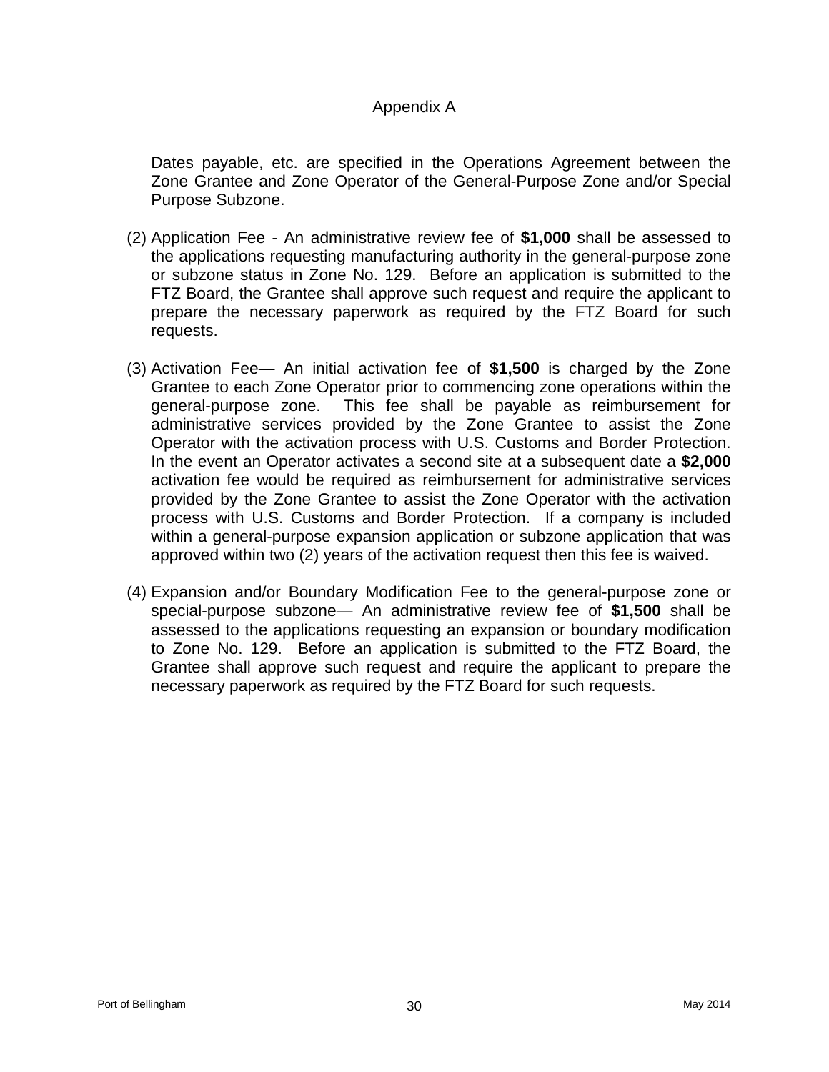Appendix A

Dates payable, etc. are specified in the Operations Agreement between the Zone Grantee and Zone Operator of the General-Purpose Zone and/or Special Purpose Subzone.

(2) Application Fee - An administrative review fee of **$1,000** shall be assessed to the applications requesting manufacturing authority in the general-purpose zone or subzone status in Zone No. 129. Before an application is submitted to the FTZ Board, the Grantee shall approve such request and require the applicant to prepare the necessary paperwork as required by the FTZ Board for such requests.

(3) Activation Fee— An initial activation fee of **$1,500** is charged by the Zone Grantee to each Zone Operator prior to commencing zone operations within the general-purpose zone. This fee shall be payable as reimbursement for administrative services provided by the Zone Grantee to assist the Zone Operator with the activation process with U.S. Customs and Border Protection. In the event an Operator activates a second site at a subsequent date a **$2,000** activation fee would be required as reimbursement for administrative services provided by the Zone Grantee to assist the Zone Operator with the activation process with U.S. Customs and Border Protection. If a company is included within a general-purpose expansion application or subzone application that was approved within two (2) years of the activation request then this fee is waived.

(4) Expansion and/or Boundary Modification Fee to the general-purpose zone or special-purpose subzone— An administrative review fee of **$1,500** shall be assessed to the applications requesting an expansion or boundary modification to Zone No. 129. Before an application is submitted to the FTZ Board, the Grantee shall approve such request and require the applicant to prepare the necessary paperwork as required by the FTZ Board for such requests.